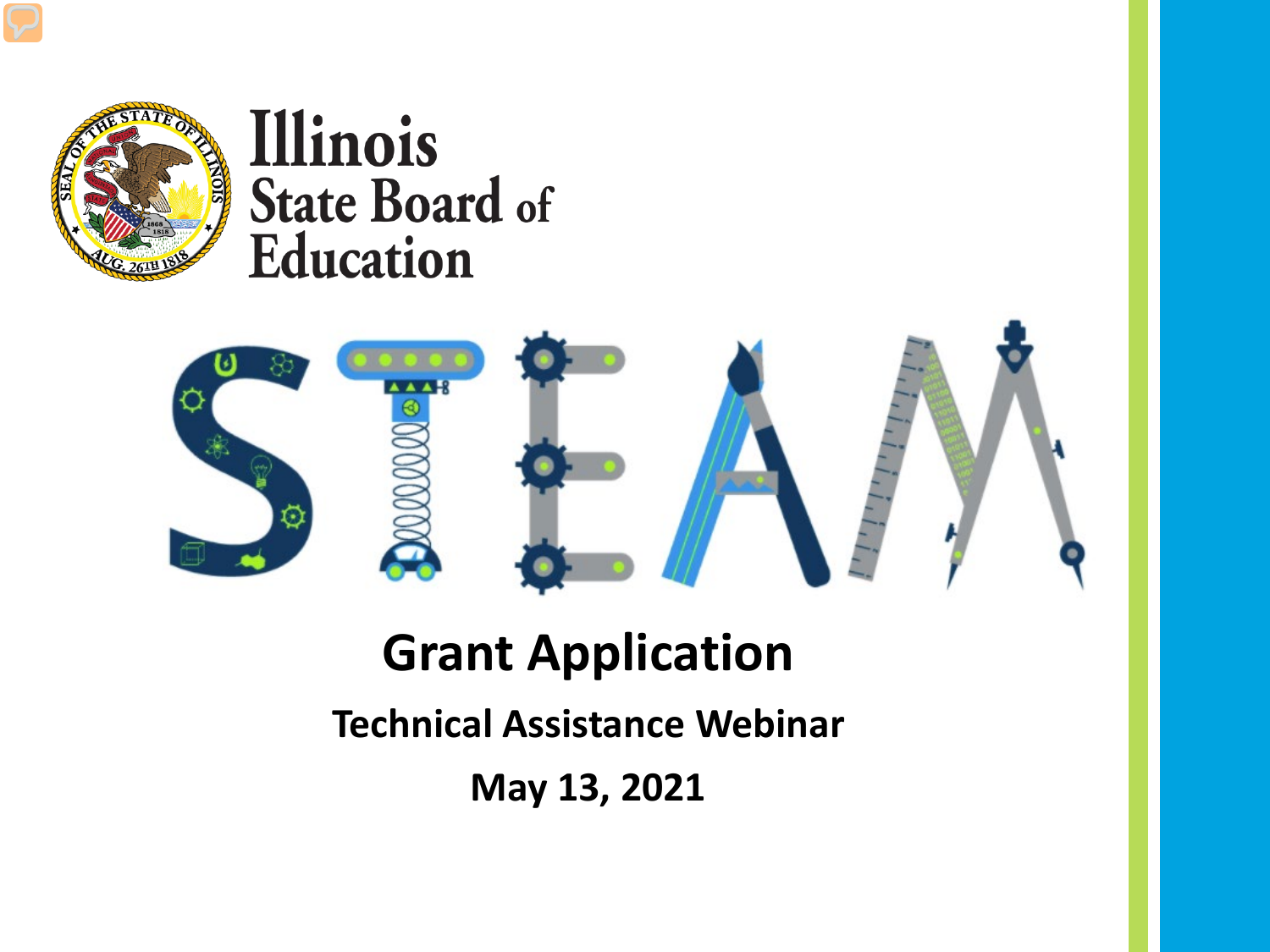Illinois State Board of Education

# STEAM

## Grant Application

### Technical Assistance Webinar

### May 13, 2021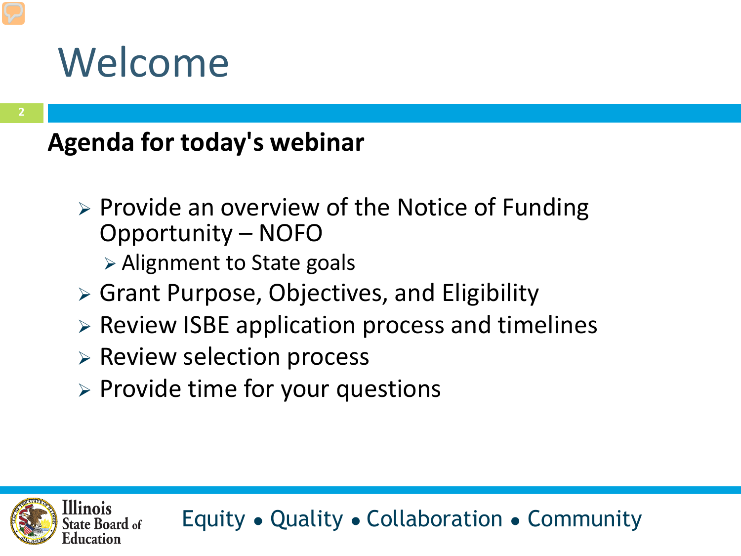# Welcome

## Agenda for today's webinar

- Provide an overview of the Notice of Funding Opportunity – NOFO
  - Alignment to State goals
- Grant Purpose, Objectives, and Eligibility
- Review ISBE application process and timelines
- Review selection process
- Provide time for your questions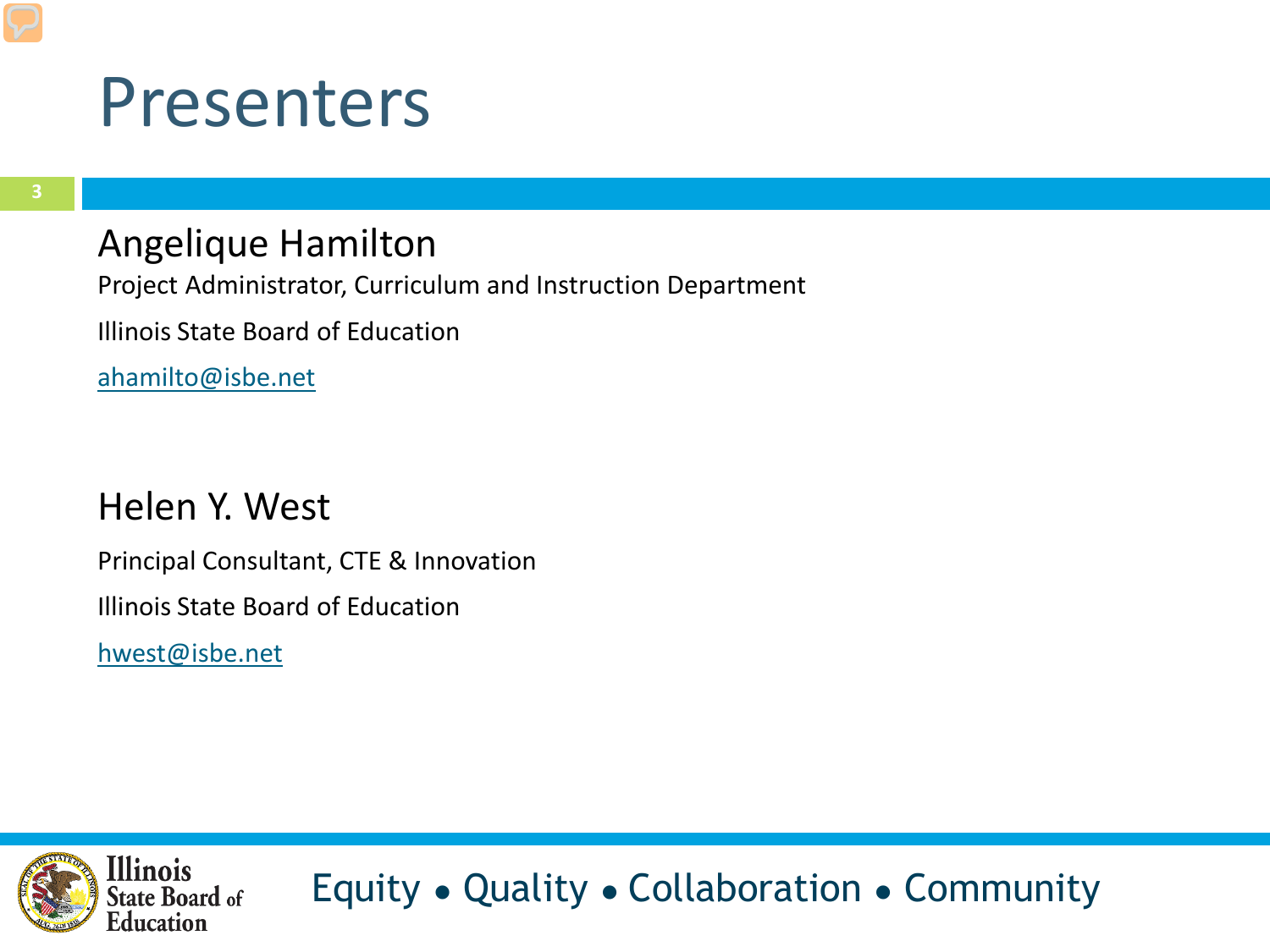# Presenters

## Angelique Hamilton

Project Administrator, Curriculum and Instruction Department

Illinois State Board of Education

ahamilto@isbe.net

## Helen Y. West

Principal Consultant, CTE & Innovation

Illinois State Board of Education

hwest@isbe.net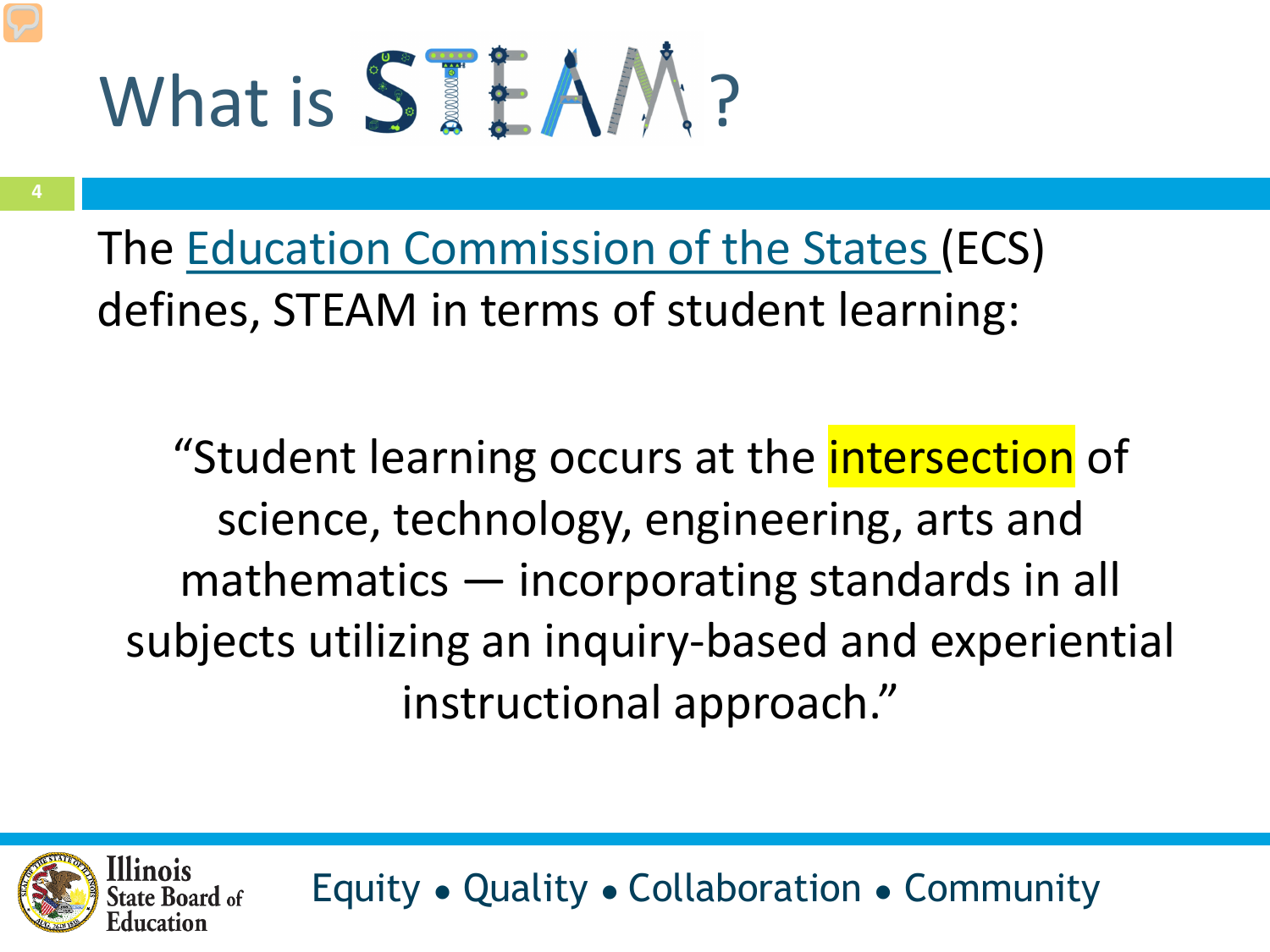# What is STEAM?

The Education Commission of the States (ECS) defines, STEAM in terms of student learning:

> "Student learning occurs at the intersection of science, technology, engineering, arts and mathematics — incorporating standards in all subjects utilizing an inquiry-based and experiential instructional approach."

Illinois State Board of Education

Equity • Quality • Collaboration • Community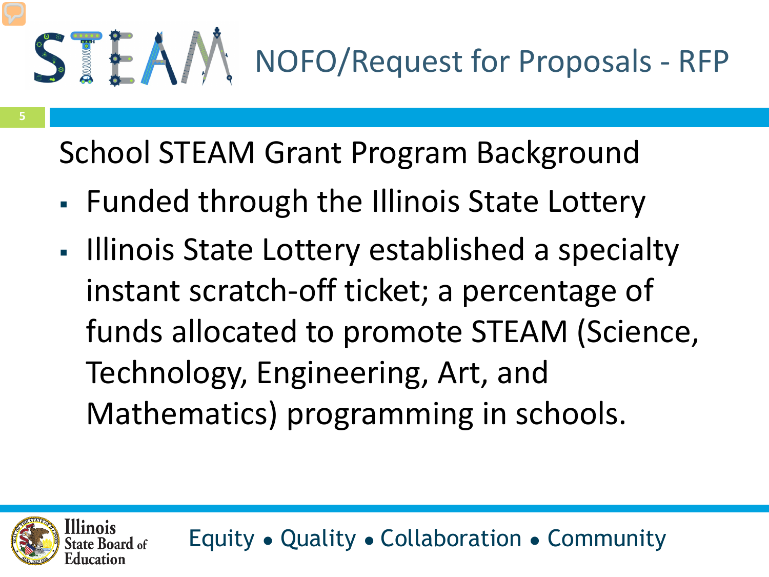# NOFO/Request for Proposals - RFP

## School STEAM Grant Program Background

- Funded through the Illinois State Lottery
- Illinois State Lottery established a specialty instant scratch-off ticket; a percentage of funds allocated to promote STEAM (Science, Technology, Engineering, Art, and Mathematics) programming in schools.

Equity • Quality • Collaboration • Community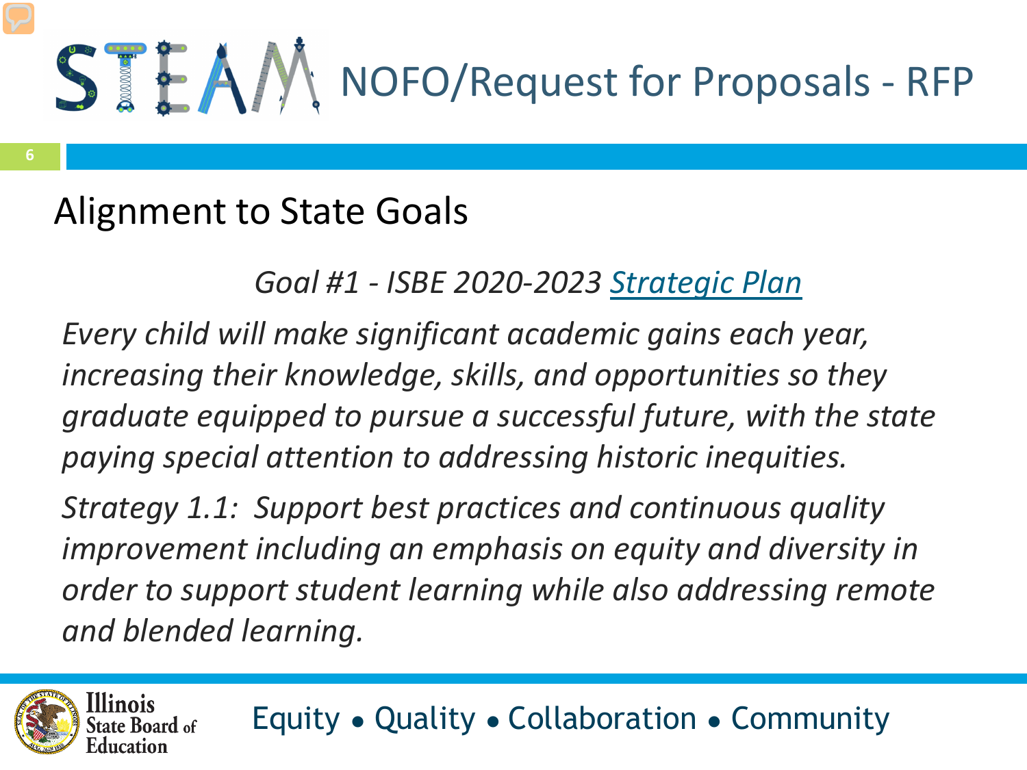# NOFO/Request for Proposals - RFP

## Alignment to State Goals

*Goal #1 - ISBE 2020-2023 Strategic Plan*

*Every child will make significant academic gains each year, increasing their knowledge, skills, and opportunities so they graduate equipped to pursue a successful future, with the state paying special attention to addressing historic inequities.*

*Strategy 1.1: Support best practices and continuous quality improvement including an emphasis on equity and diversity in order to support student learning while also addressing remote and blended learning.*

Equity • Quality • Collaboration • Community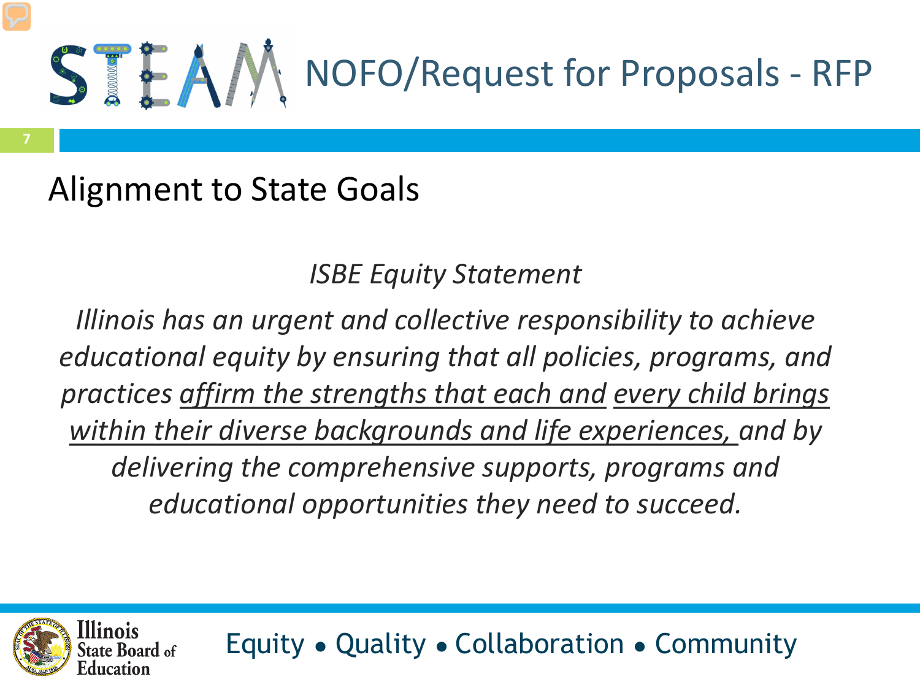# NOFO/Request for Proposals - RFP

## Alignment to State Goals

*ISBE Equity Statement*

*Illinois has an urgent and collective responsibility to achieve educational equity by ensuring that all policies, programs, and practices <u>affirm the strengths that each and every child brings within their diverse backgrounds and life experiences,</u> and by delivering the comprehensive supports, programs and educational opportunities they need to succeed.*

Equity • Quality • Collaboration • Community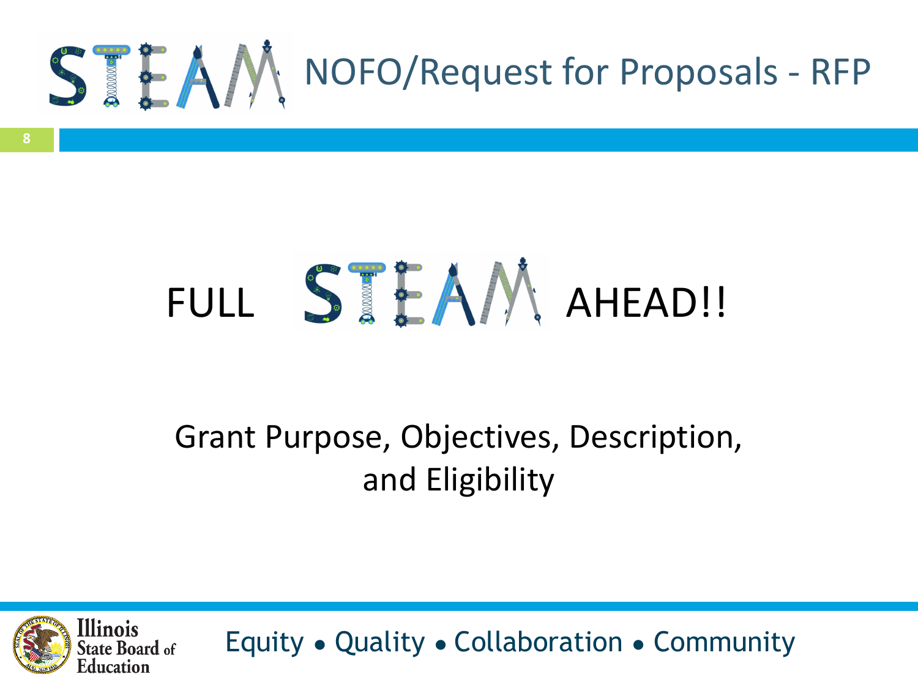# STEAM NOFO/Request for Proposals - RFP

## FULL STEAM AHEAD!!

Grant Purpose, Objectives, Description, and Eligibility

Equity • Quality • Collaboration • Community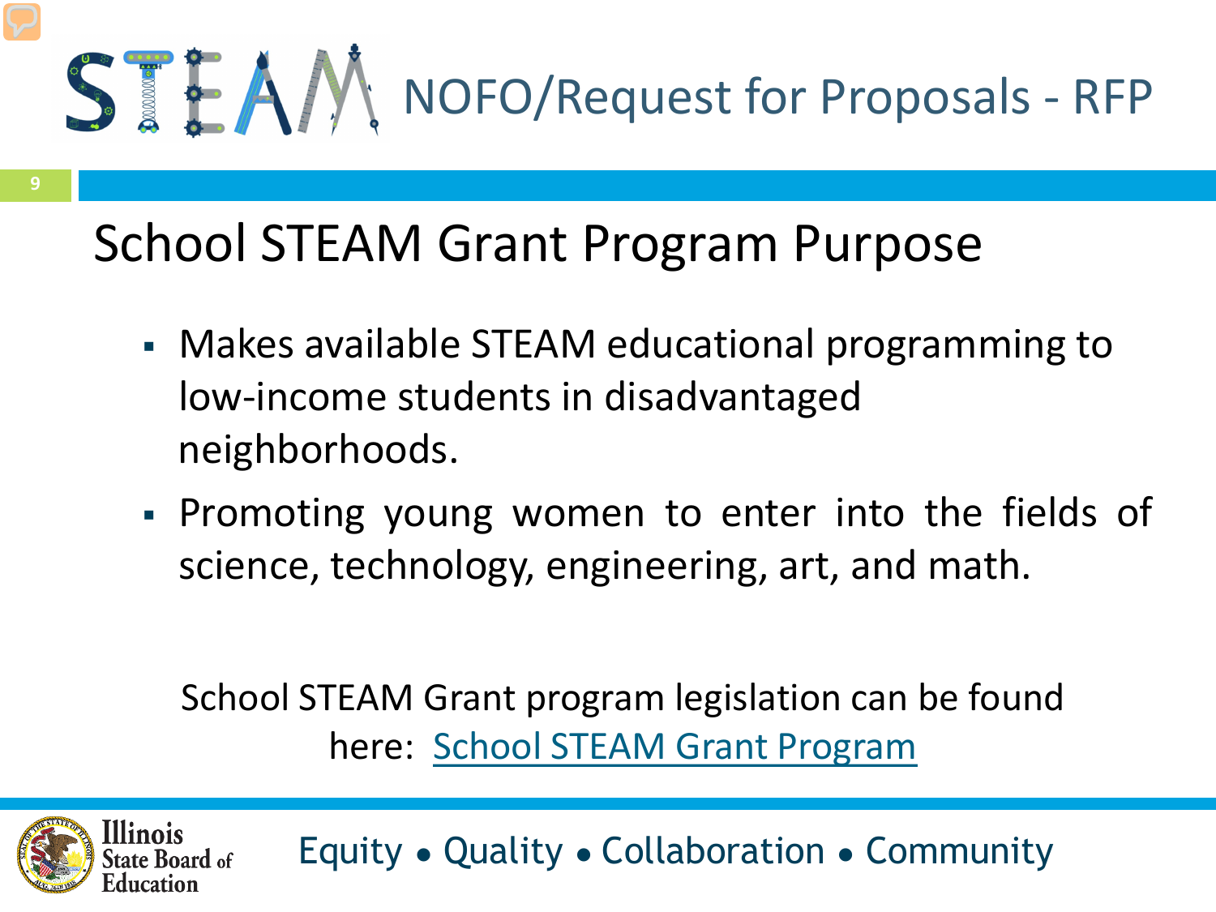# NOFO/Request for Proposals - RFP

## School STEAM Grant Program Purpose

- Makes available STEAM educational programming to low-income students in disadvantaged neighborhoods.
- Promoting young women to enter into the fields of science, technology, engineering, art, and math.

School STEAM Grant program legislation can be found here: [School STEAM Grant Program]

Equity • Quality • Collaboration • Community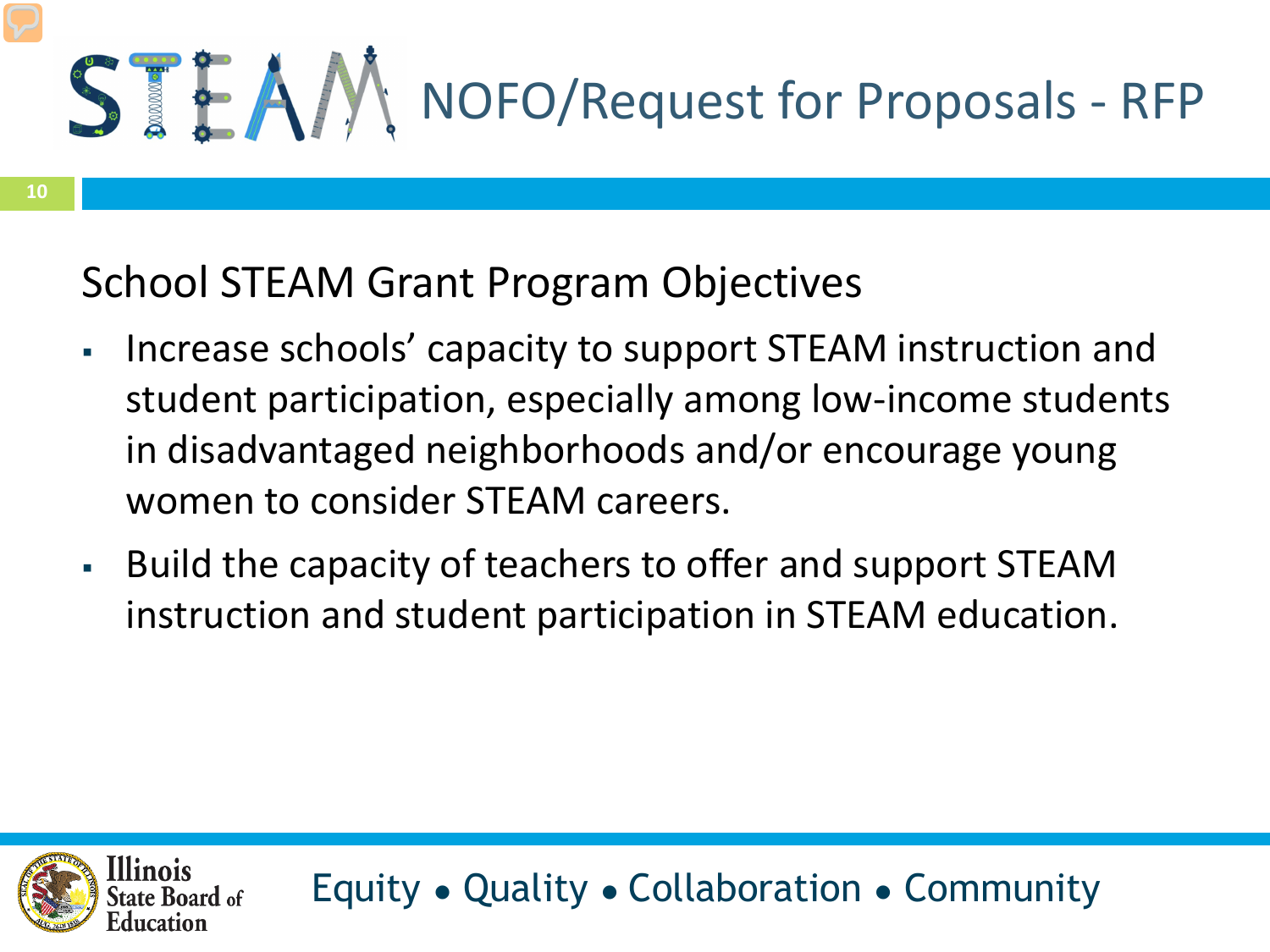# STEAM NOFO/Request for Proposals - RFP

## School STEAM Grant Program Objectives

- Increase schools' capacity to support STEAM instruction and student participation, especially among low-income students in disadvantaged neighborhoods and/or encourage young women to consider STEAM careers.
- Build the capacity of teachers to offer and support STEAM instruction and student participation in STEAM education.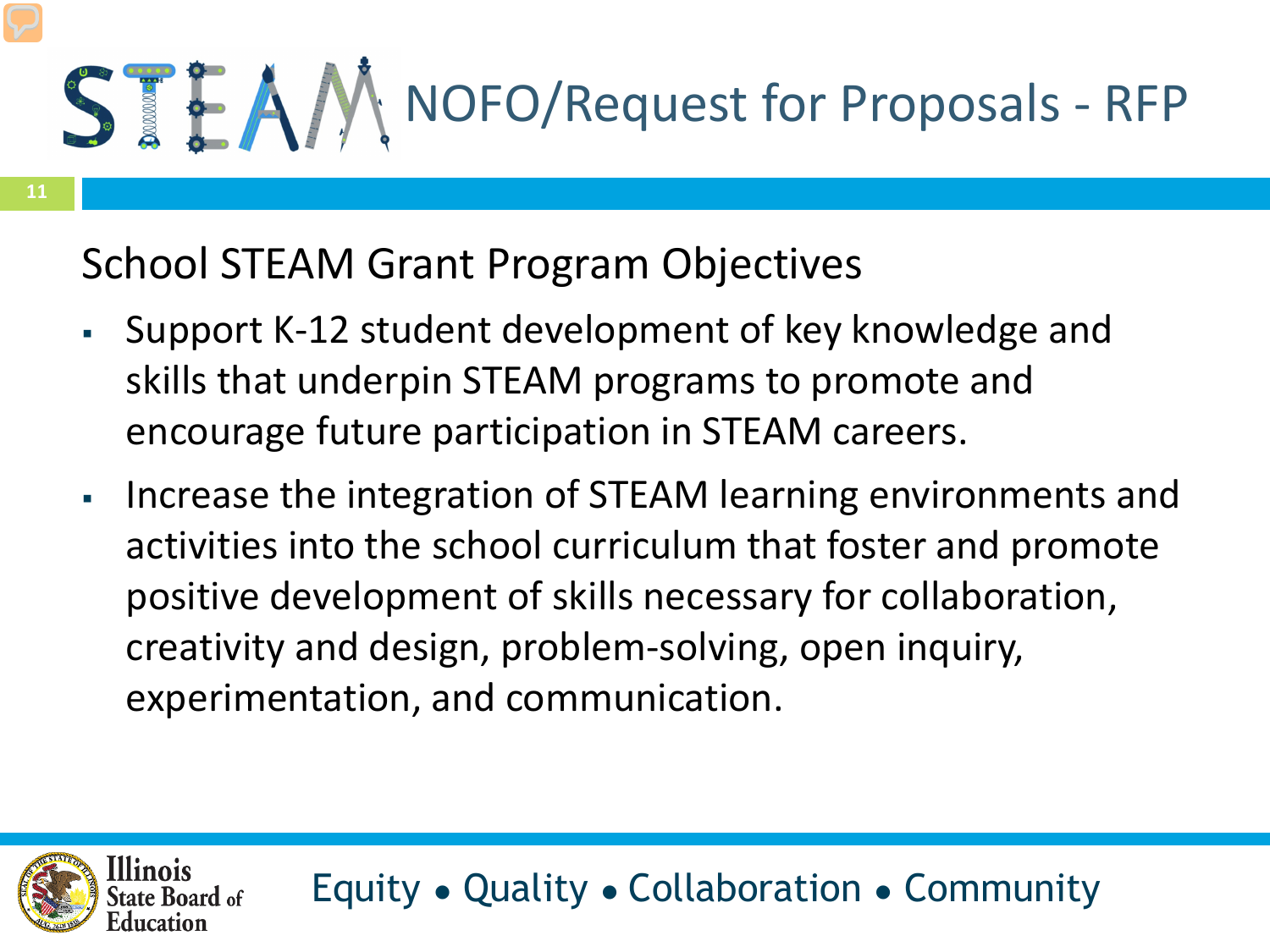# STEAM NOFO/Request for Proposals - RFP

## School STEAM Grant Program Objectives

- Support K-12 student development of key knowledge and skills that underpin STEAM programs to promote and encourage future participation in STEAM careers.
- Increase the integration of STEAM learning environments and activities into the school curriculum that foster and promote positive development of skills necessary for collaboration, creativity and design, problem-solving, open inquiry, experimentation, and communication.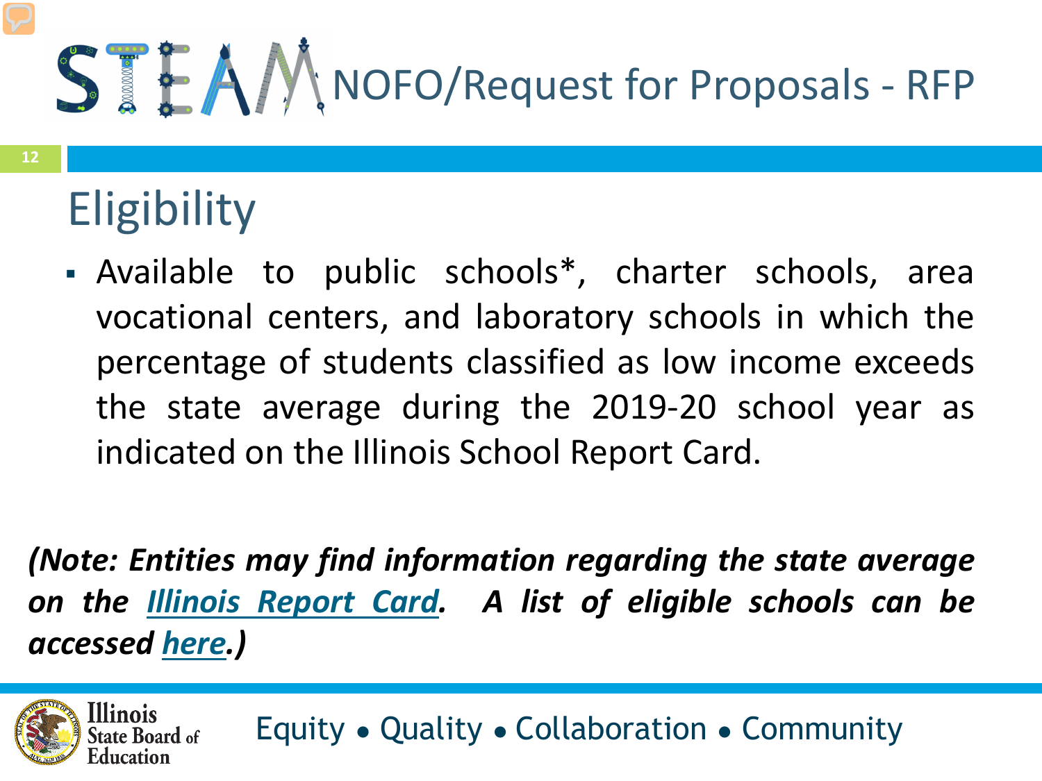# STEAM NOFO/Request for Proposals - RFP

## Eligibility

- Available to public schools*, charter schools, area vocational centers, and laboratory schools in which the percentage of students classified as low income exceeds the state average during the 2019-20 school year as indicated on the Illinois School Report Card.

***(Note: Entities may find information regarding the state average on the Illinois Report Card. A list of eligible schools can be accessed here.)***

Equity • Quality • Collaboration • Community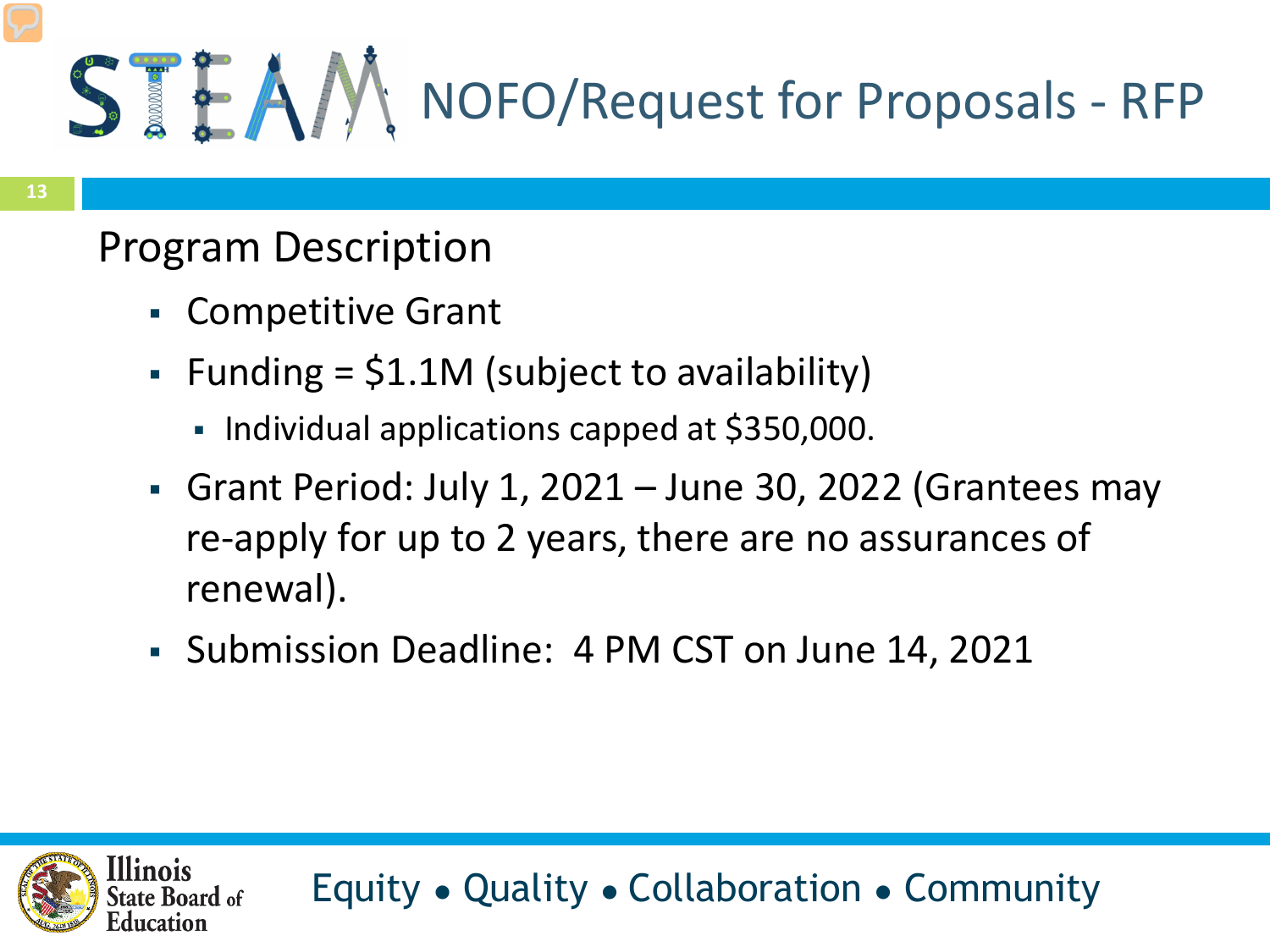# STEAM NOFO/Request for Proposals - RFP

## Program Description

- Competitive Grant
- Funding = $1.1M (subject to availability)
  - Individual applications capped at $350,000.
- Grant Period: July 1, 2021 – June 30, 2022 (Grantees may re-apply for up to 2 years, there are no assurances of renewal).
- Submission Deadline: 4 PM CST on June 14, 2021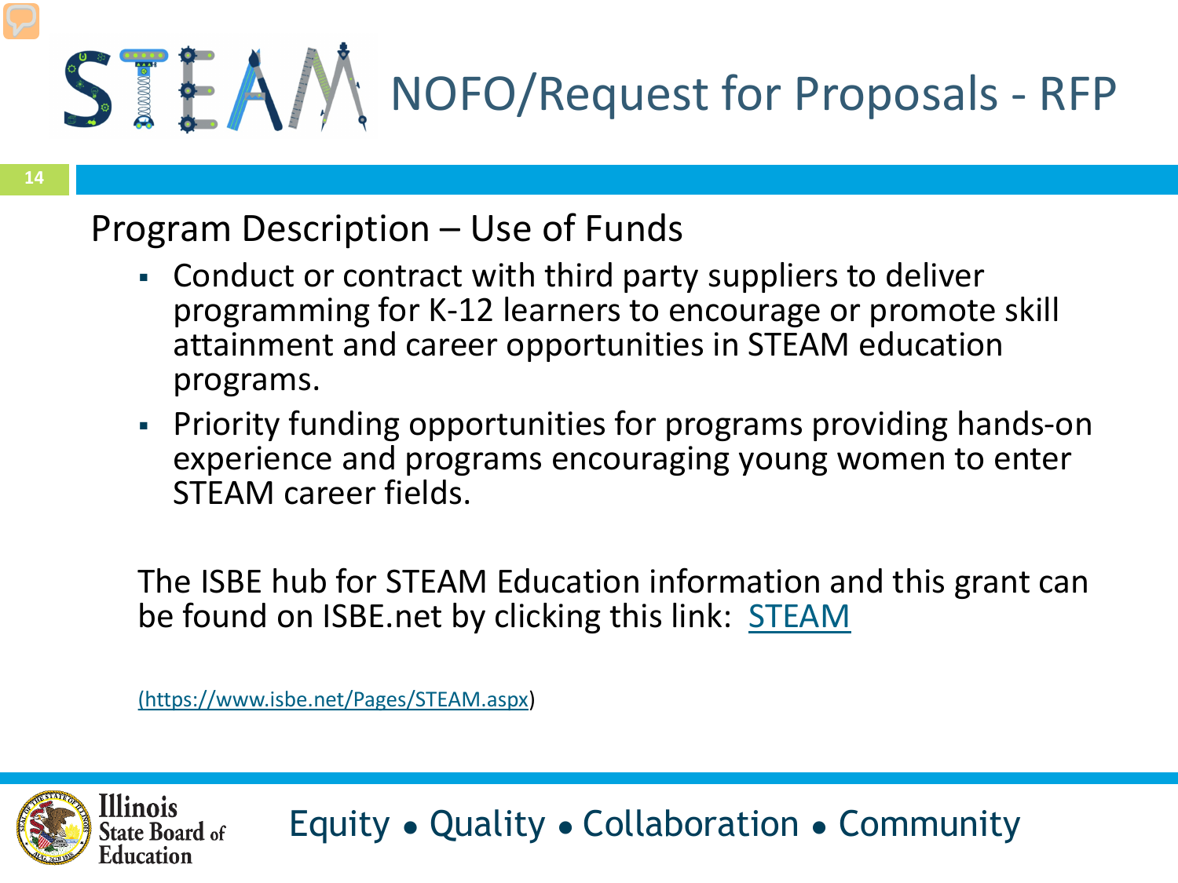# STEAM NOFO/Request for Proposals - RFP

## Program Description – Use of Funds

- Conduct or contract with third party suppliers to deliver programming for K-12 learners to encourage or promote skill attainment and career opportunities in STEAM education programs.
- Priority funding opportunities for programs providing hands-on experience and programs encouraging young women to enter STEAM career fields.

The ISBE hub for STEAM Education information and this grant can be found on ISBE.net by clicking this link: [STEAM](https://www.isbe.net/Pages/STEAM.aspx)

(https://www.isbe.net/Pages/STEAM.aspx)

Illinois State Board of Education

Equity • Quality • Collaboration • Community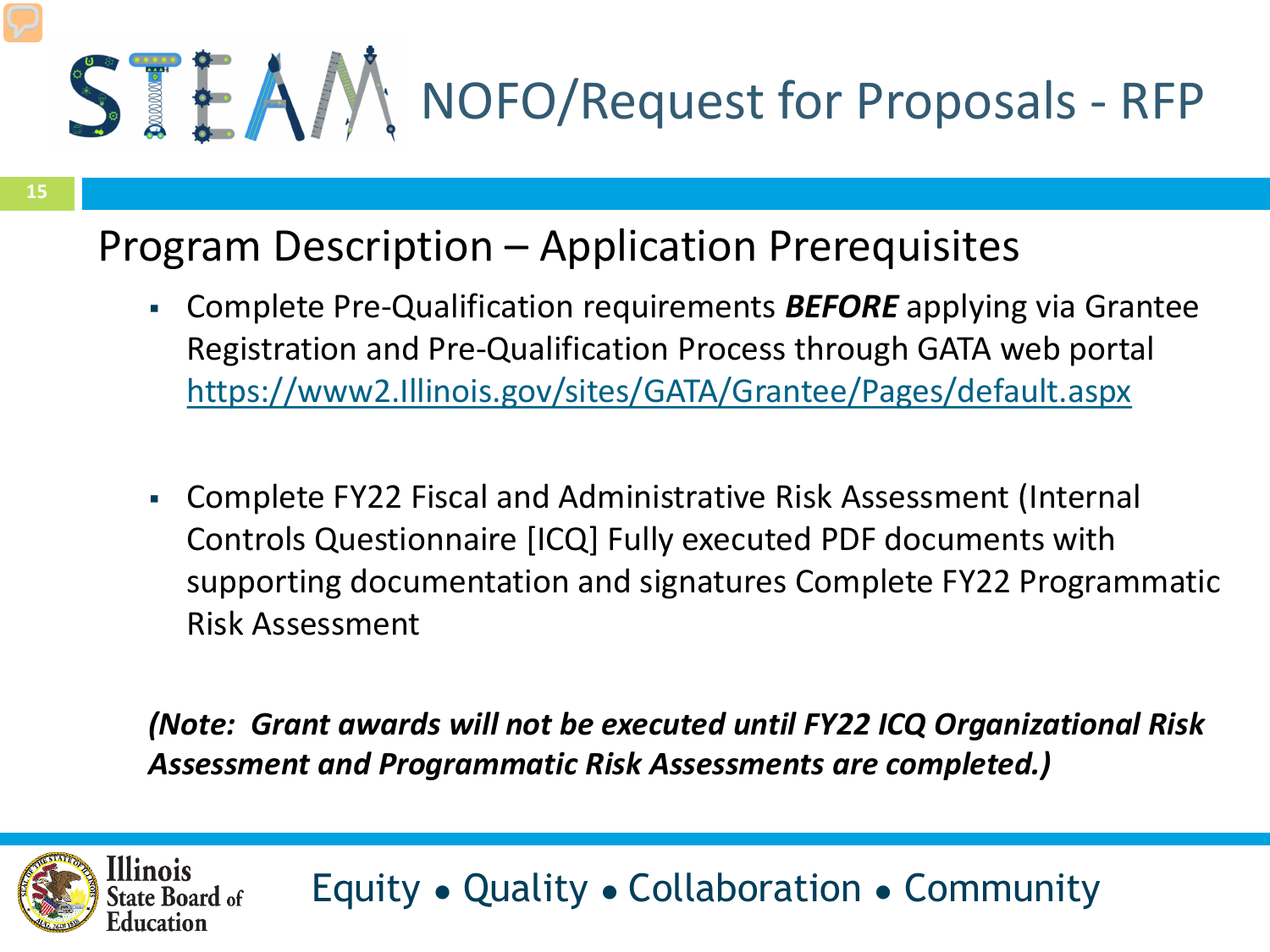# NOFO/Request for Proposals - RFP

## Program Description – Application Prerequisites

- Complete Pre-Qualification requirements ***BEFORE*** applying via Grantee Registration and Pre-Qualification Process through GATA web portal https://www2.Illinois.gov/sites/GATA/Grantee/Pages/default.aspx

- Complete FY22 Fiscal and Administrative Risk Assessment (Internal Controls Questionnaire [ICQ] Fully executed PDF documents with supporting documentation and signatures Complete FY22 Programmatic Risk Assessment

***(Note: Grant awards will not be executed until FY22 ICQ Organizational Risk Assessment and Programmatic Risk Assessments are completed.)***

Equity • Quality • Collaboration • Community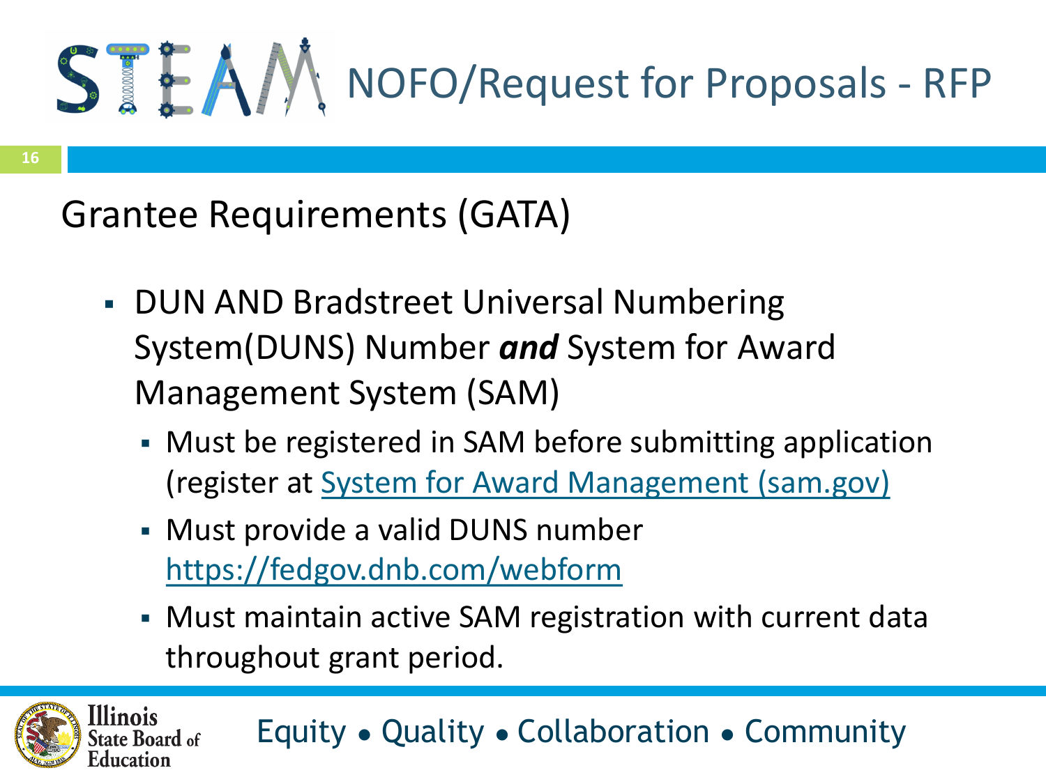# NOFO/Request for Proposals - RFP

## Grantee Requirements (GATA)

- DUN AND Bradstreet Universal Numbering System(DUNS) Number ***and*** System for Award Management System (SAM)
  - Must be registered in SAM before submitting application (register at [System for Award Management (sam.gov)](https://sam.gov)
  - Must provide a valid DUNS number https://fedgov.dnb.com/webform
  - Must maintain active SAM registration with current data throughout grant period.

Equity • Quality • Collaboration • Community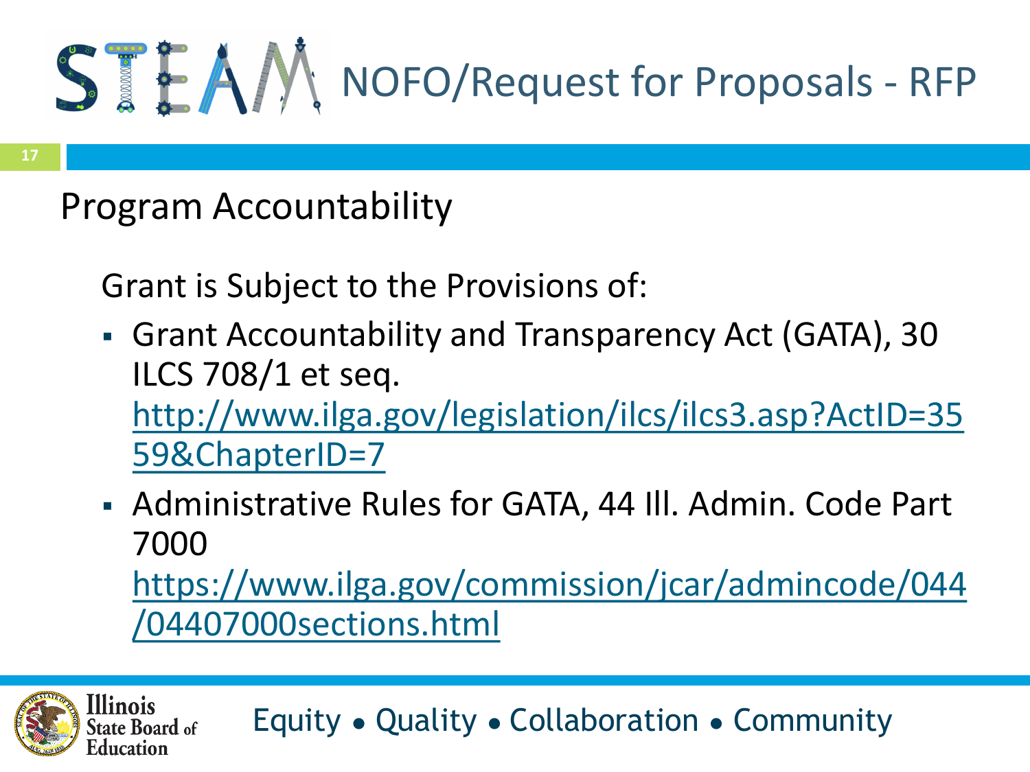# NOFO/Request for Proposals - RFP

## Program Accountability

Grant is Subject to the Provisions of:

- Grant Accountability and Transparency Act (GATA), 30 ILCS 708/1 et seq. [http://www.ilga.gov/legislation/ilcs/ilcs3.asp?ActID=3559&ChapterID=7](http://www.ilga.gov/legislation/ilcs/ilcs3.asp?ActID=3559&ChapterID=7)
- Administrative Rules for GATA, 44 Ill. Admin. Code Part 7000 [https://www.ilga.gov/commission/jcar/admincode/044/04407000sections.html](https://www.ilga.gov/commission/jcar/admincode/044/04407000sections.html)

Equity • Quality • Collaboration • Community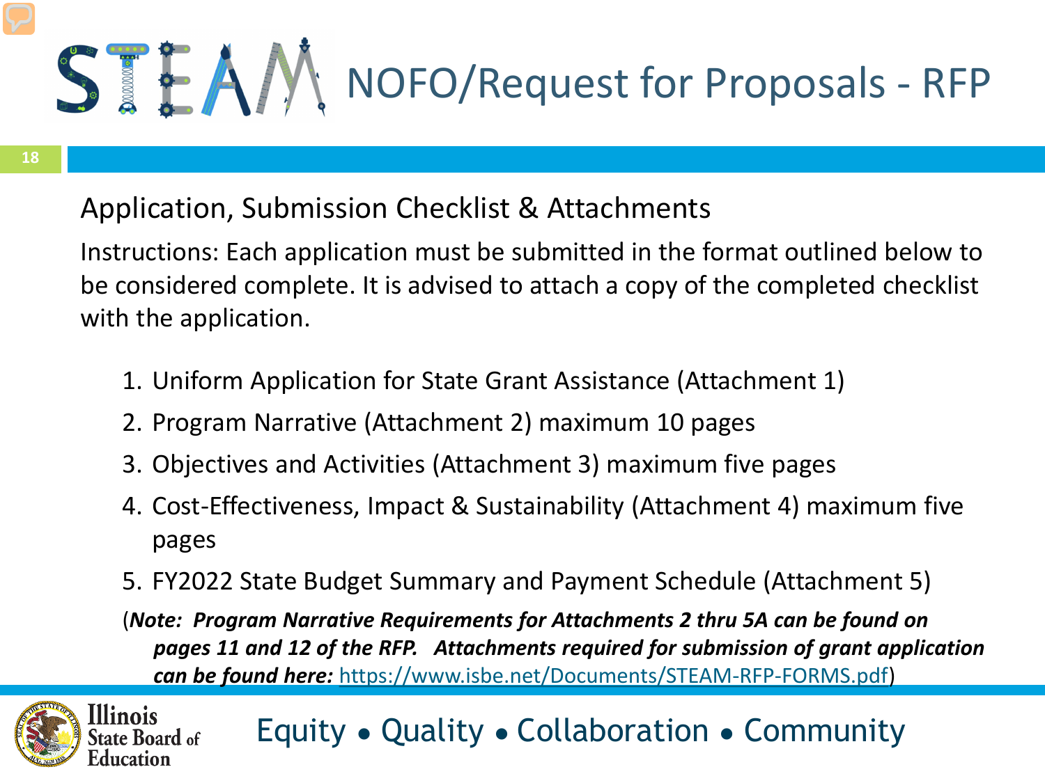# NOFO/Request for Proposals - RFP

## Application, Submission Checklist & Attachments

Instructions: Each application must be submitted in the format outlined below to be considered complete. It is advised to attach a copy of the completed checklist with the application.

1. Uniform Application for State Grant Assistance (Attachment 1)
2. Program Narrative (Attachment 2) maximum 10 pages
3. Objectives and Activities (Attachment 3) maximum five pages
4. Cost-Effectiveness, Impact & Sustainability (Attachment 4) maximum five pages
5. FY2022 State Budget Summary and Payment Schedule (Attachment 5)

(***Note: Program Narrative Requirements for Attachments 2 thru 5A can be found on pages 11 and 12 of the RFP. Attachments required for submission of grant application can be found here:*** https://www.isbe.net/Documents/STEAM-RFP-FORMS.pdf)

Equity • Quality • Collaboration • Community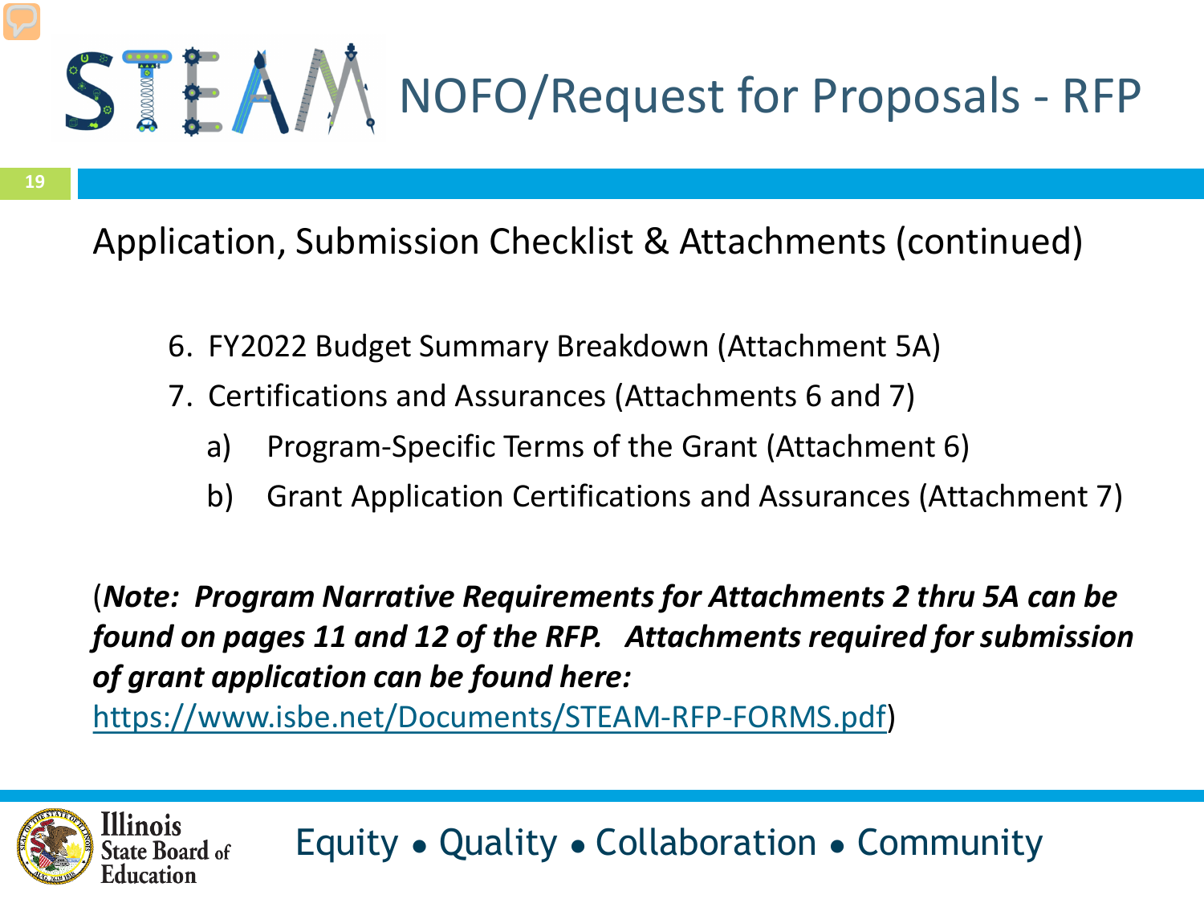# NOFO/Request for Proposals - RFP

## Application, Submission Checklist & Attachments (continued)

6. FY2022 Budget Summary Breakdown (Attachment 5A)
7. Certifications and Assurances (Attachments 6 and 7)
   a) Program-Specific Terms of the Grant (Attachment 6)
   b) Grant Application Certifications and Assurances (Attachment 7)

(***Note: Program Narrative Requirements for Attachments 2 thru 5A can be found on pages 11 and 12 of the RFP. Attachments required for submission of grant application can be found here:*** https://www.isbe.net/Documents/STEAM-RFP-FORMS.pdf)

Equity • Quality • Collaboration • Community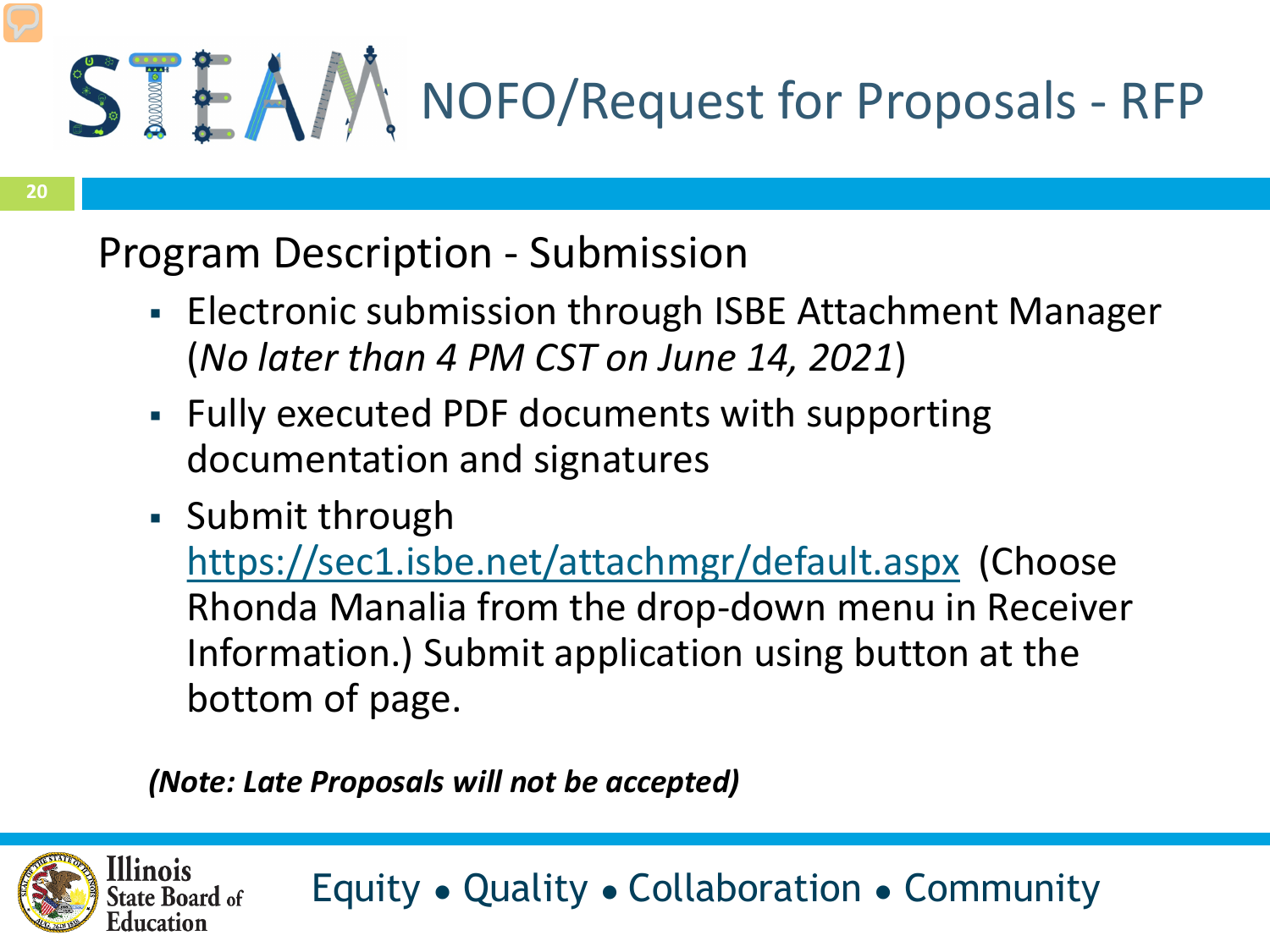# NOFO/Request for Proposals - RFP

## Program Description - Submission

- Electronic submission through ISBE Attachment Manager (*No later than 4 PM CST on June 14, 2021*)
- Fully executed PDF documents with supporting documentation and signatures
- Submit through https://sec1.isbe.net/attachmgr/default.aspx (Choose Rhonda Manalia from the drop-down menu in Receiver Information.) Submit application using button at the bottom of page.

***(Note: Late Proposals will not be accepted)***

Equity • Quality • Collaboration • Community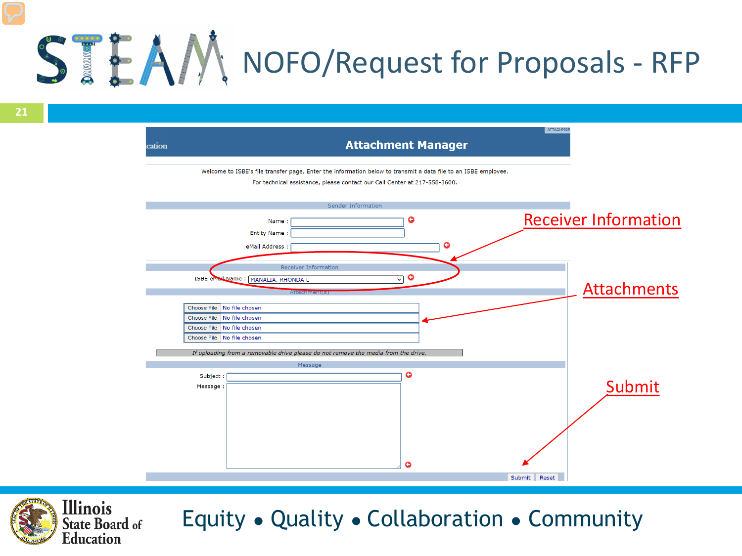# NOFO/Request for Proposals - RFP

**Attachment Manager**

Welcome to ISBE's file transfer page. Enter the information below to transmit a data file to an ISBE employee.

For technical assistance, please contact our Call Center at 217-558-3600.

**Sender Information**

Name :

Entity Name :

eMail Address :

**Receiver Information**

ISBE eMail Name : MANALIA, RHONDA L

**Attachment(s)**

Choose File No file chosen

Choose File No file chosen

Choose File No file chosen

Choose File No file chosen

*If uploading from a removable drive please do not remove the media from the drive.*

**Message**

Subject :

Message :

Submit Reset

Receiver Information

Attachments

Submit

Equity • Quality • Collaboration • Community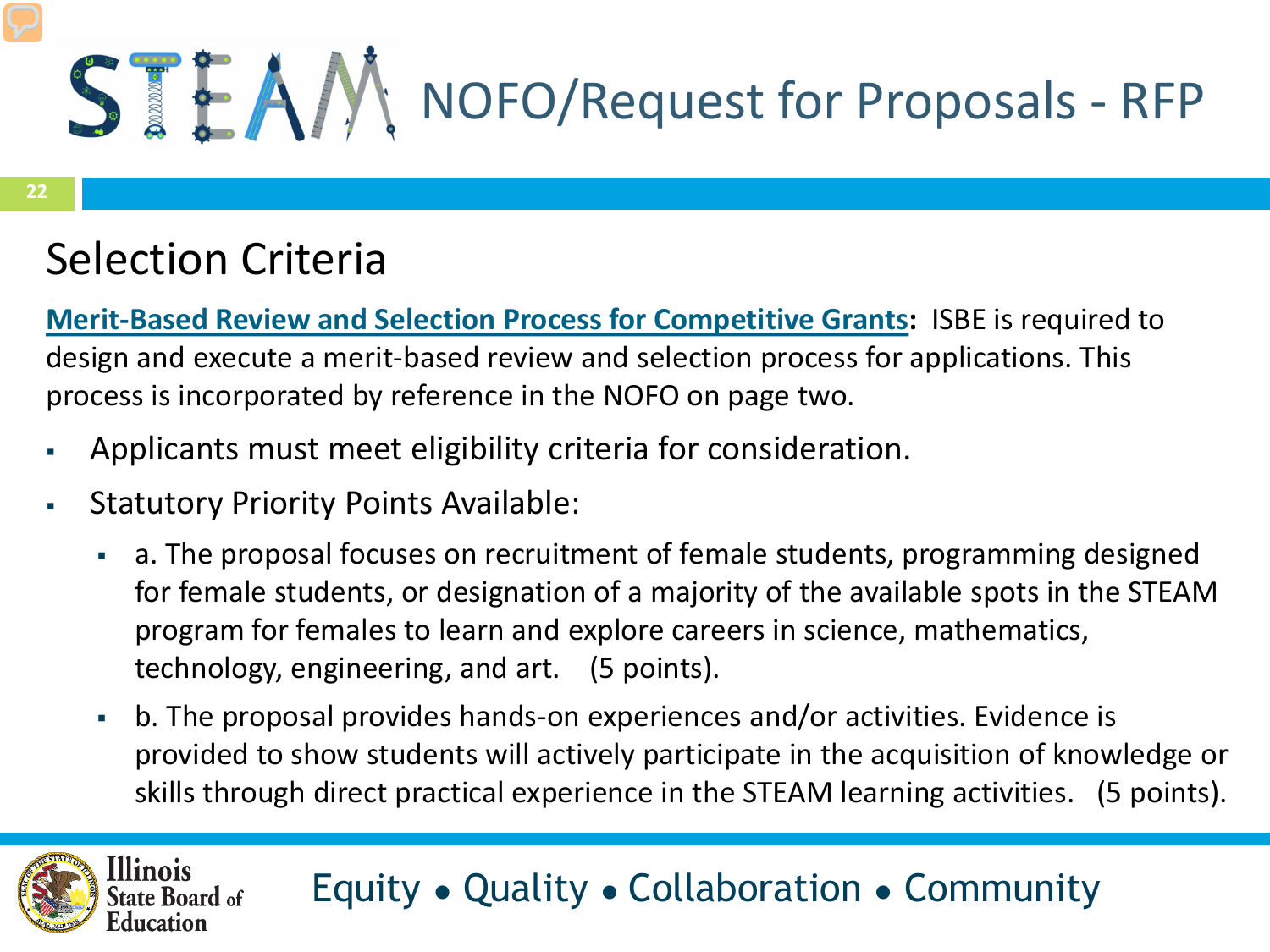# NOFO/Request for Proposals - RFP

## Selection Criteria

**Merit-Based Review and Selection Process for Competitive Grants:** ISBE is required to design and execute a merit-based review and selection process for applications. This process is incorporated by reference in the NOFO on page two.

- Applicants must meet eligibility criteria for consideration.
- Statutory Priority Points Available:
  - a. The proposal focuses on recruitment of female students, programming designed for female students, or designation of a majority of the available spots in the STEAM program for females to learn and explore careers in science, mathematics, technology, engineering, and art. (5 points).
  - b. The proposal provides hands-on experiences and/or activities. Evidence is provided to show students will actively participate in the acquisition of knowledge or skills through direct practical experience in the STEAM learning activities. (5 points).

Equity • Quality • Collaboration • Community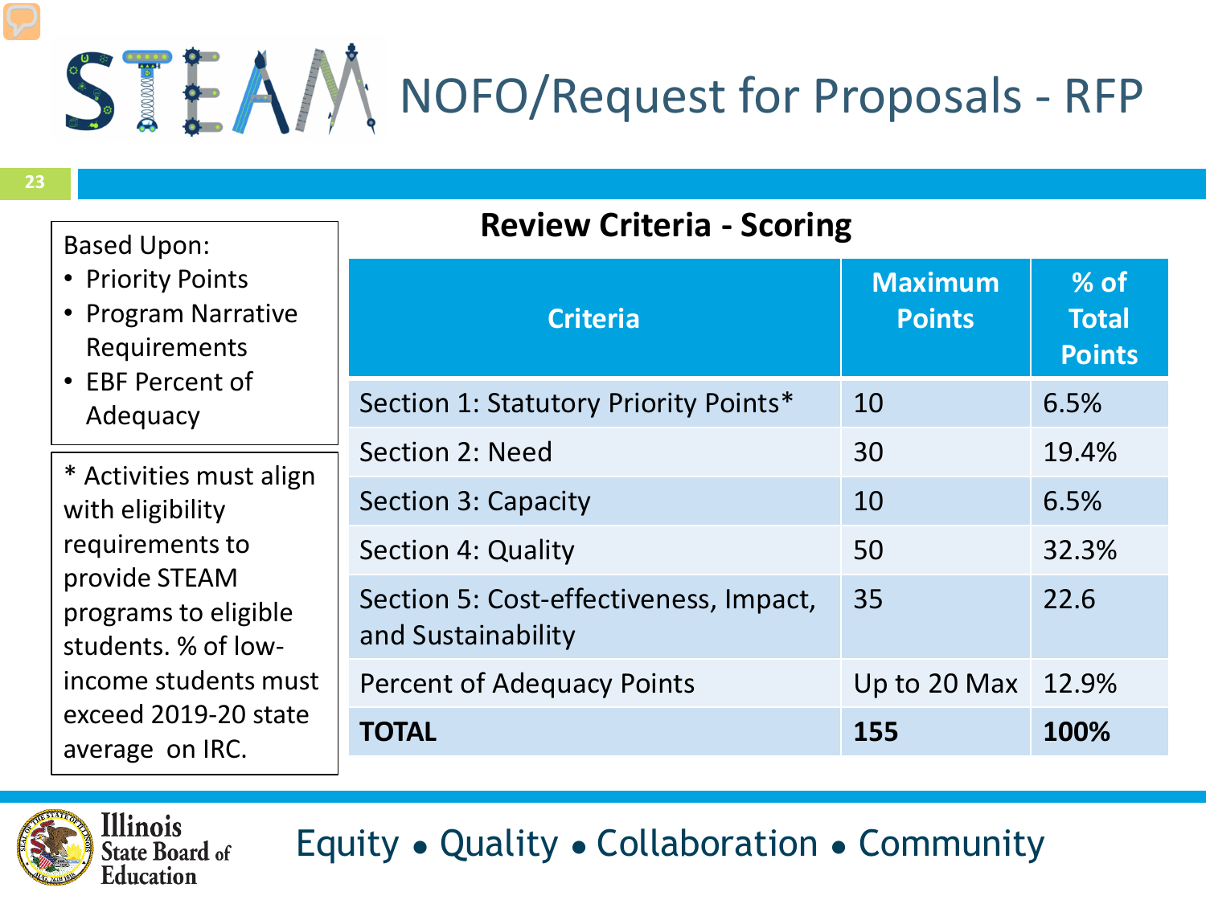# STEAM NOFO/Request for Proposals - RFP

Based Upon:

- Priority Points
- Program Narrative Requirements
- EBF Percent of Adequacy

* Activities must align with eligibility requirements to provide STEAM programs to eligible students. % of low-income students must exceed 2019-20 state average on IRC.

## Review Criteria - Scoring

| Criteria | Maximum Points | % of Total Points |
|---|---|---|
| Section 1: Statutory Priority Points* | 10 | 6.5% |
| Section 2: Need | 30 | 19.4% |
| Section 3: Capacity | 10 | 6.5% |
| Section 4: Quality | 50 | 32.3% |
| Section 5: Cost-effectiveness, Impact, and Sustainability | 35 | 22.6 |
| Percent of Adequacy Points | Up to 20 Max | 12.9% |
| **TOTAL** | **155** | **100%** |

Equity • Quality • Collaboration • Community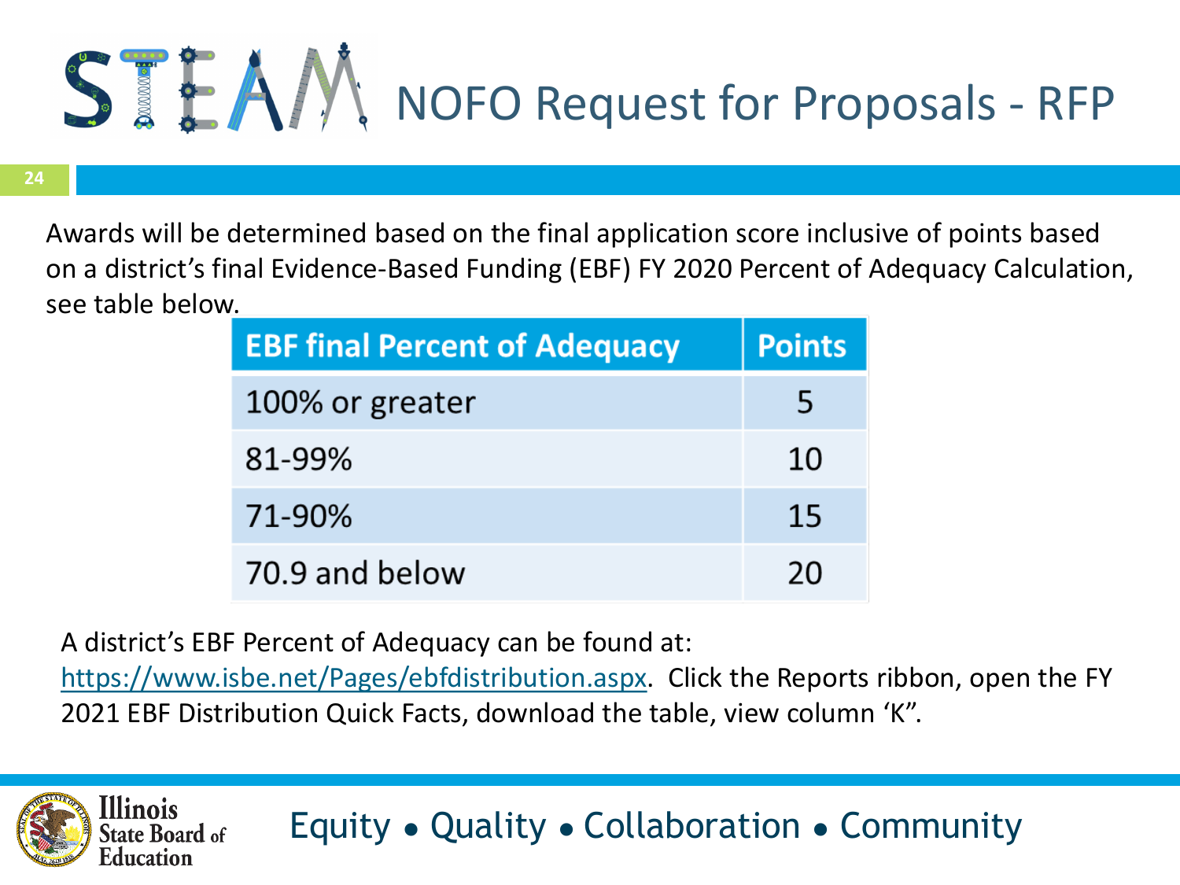# STEAM NOFO Request for Proposals - RFP

Awards will be determined based on the final application score inclusive of points based on a district's final Evidence-Based Funding (EBF) FY 2020 Percent of Adequacy Calculation, see table below.

| EBF final Percent of Adequacy | Points |
|---|---|
| 100% or greater | 5 |
| 81-99% | 10 |
| 71-90% | 15 |
| 70.9 and below | 20 |

A district's EBF Percent of Adequacy can be found at: https://www.isbe.net/Pages/ebfdistribution.aspx. Click the Reports ribbon, open the FY 2021 EBF Distribution Quick Facts, download the table, view column 'K".

Equity • Quality • Collaboration • Community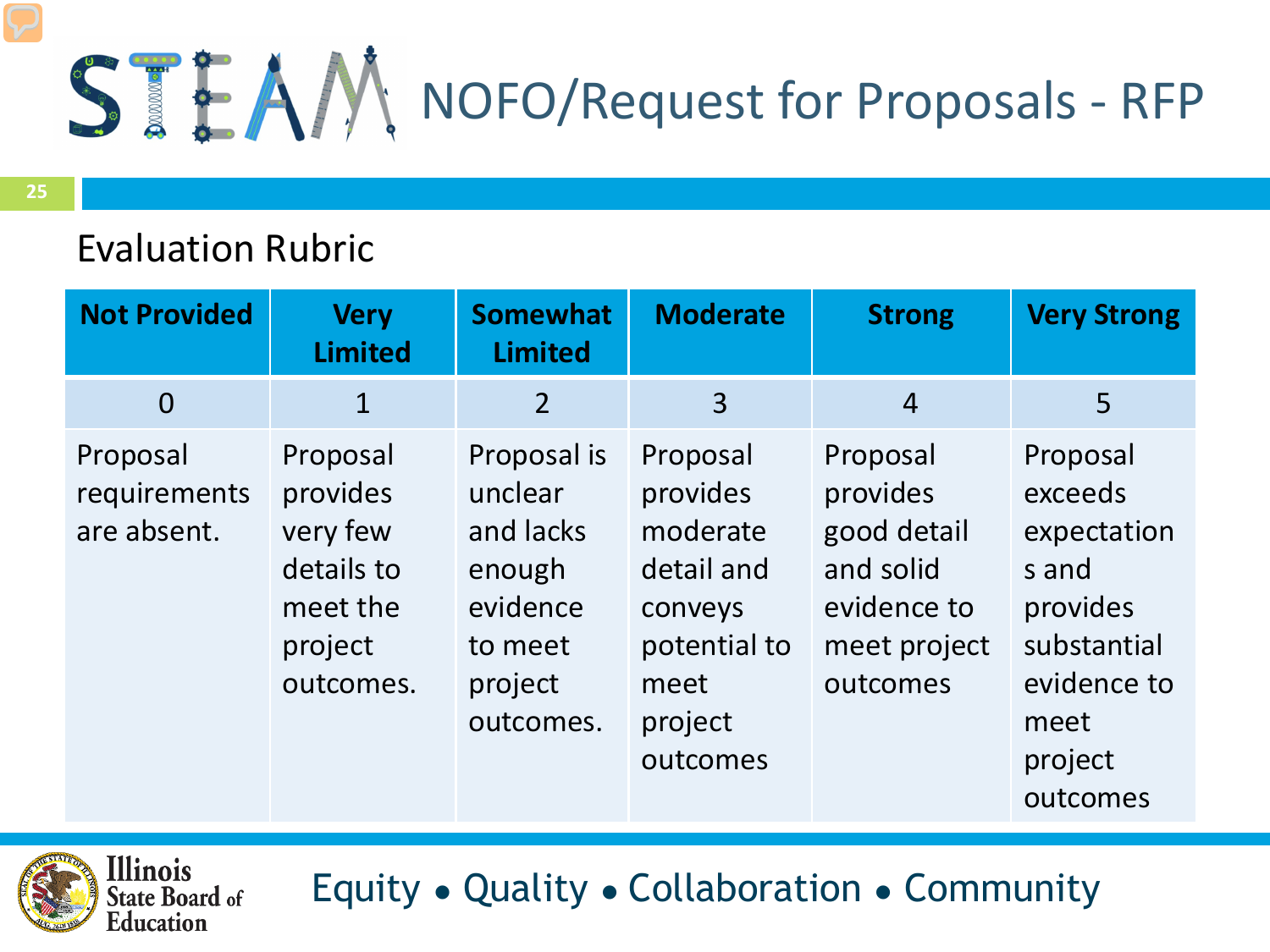# STEAM NOFO/Request for Proposals - RFP

## Evaluation Rubric

| Not Provided | Very Limited | Somewhat Limited | Moderate | Strong | Very Strong |
|---|---|---|---|---|---|
| 0 | 1 | 2 | 3 | 4 | 5 |
| Proposal requirements are absent. | Proposal provides very few details to meet the project outcomes. | Proposal is unclear and lacks enough evidence to meet project outcomes. | Proposal provides moderate detail and conveys potential to meet project outcomes | Proposal provides good detail and solid evidence to meet project outcomes | Proposal exceeds expectations and provides substantial evidence to meet project outcomes |

Equity • Quality • Collaboration • Community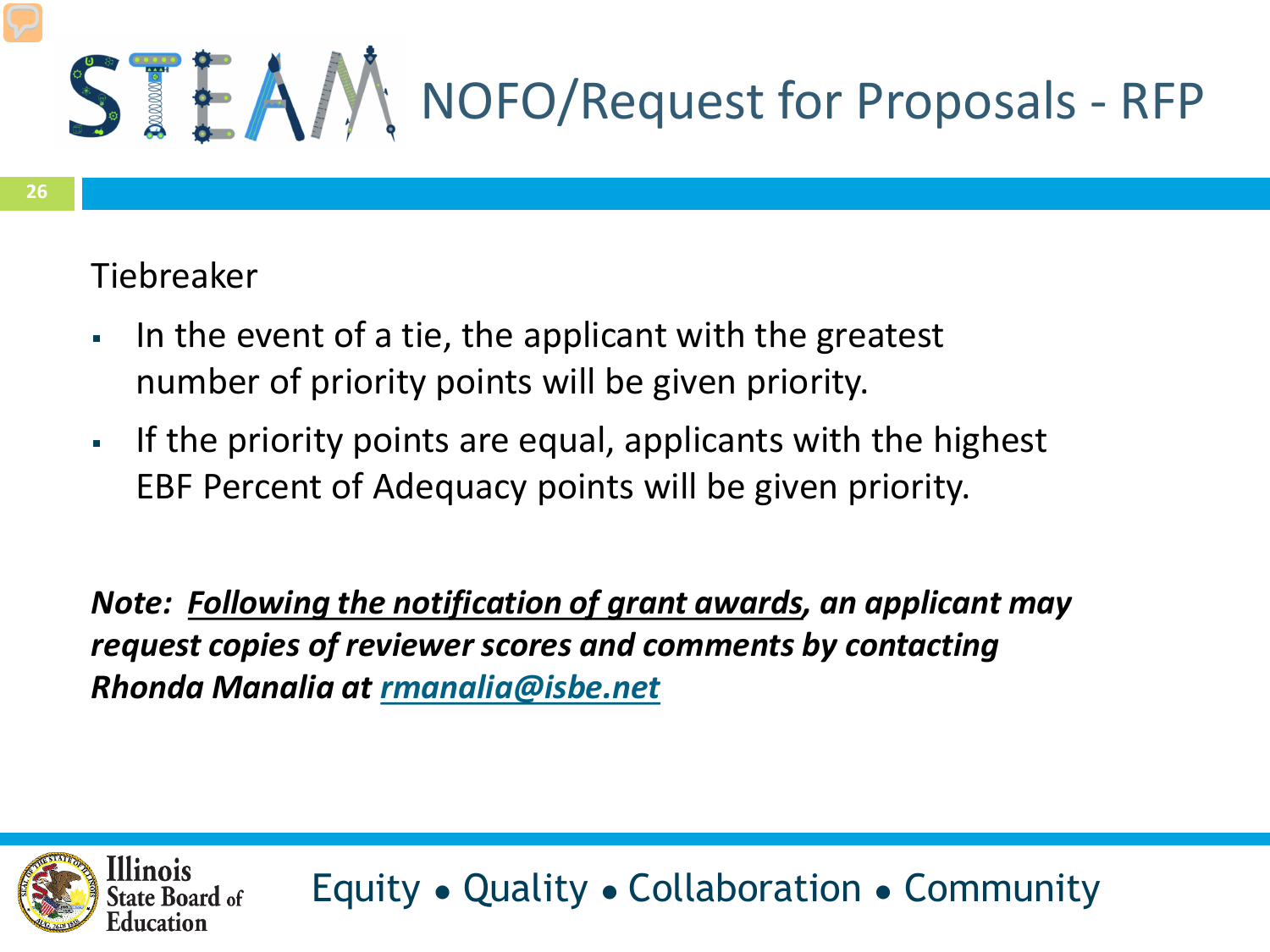# STEAM NOFO/Request for Proposals - RFP

Tiebreaker

- In the event of a tie, the applicant with the greatest number of priority points will be given priority.
- If the priority points are equal, applicants with the highest EBF Percent of Adequacy points will be given priority.

***Note: <u>Following the notification of grant awards</u>, an applicant may request copies of reviewer scores and comments by contacting Rhonda Manalia at [rmanalia@isbe.net](mailto:rmanalia@isbe.net)***

Illinois State Board of Education

Equity • Quality • Collaboration • Community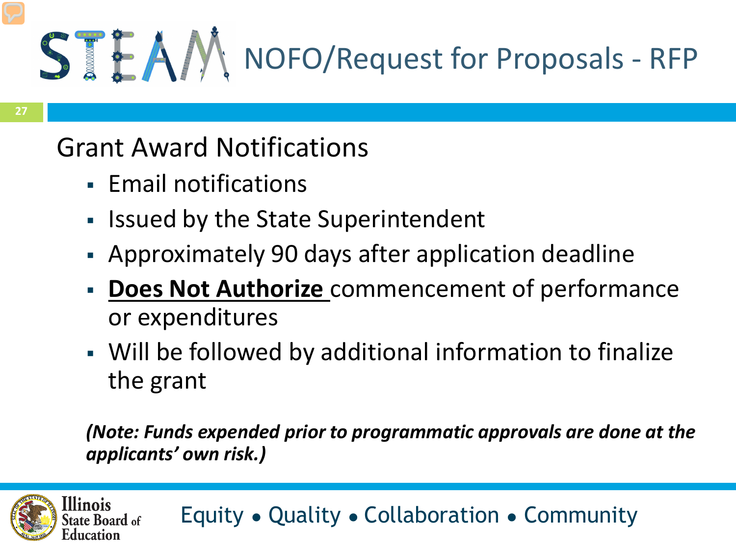# STEAM NOFO/Request for Proposals - RFP

## Grant Award Notifications

- Email notifications
- Issued by the State Superintendent
- Approximately 90 days after application deadline
- **Does Not Authorize** commencement of performance or expenditures
- Will be followed by additional information to finalize the grant

***(Note: Funds expended prior to programmatic approvals are done at the applicants' own risk.)***

Illinois State Board of Education

Equity • Quality • Collaboration • Community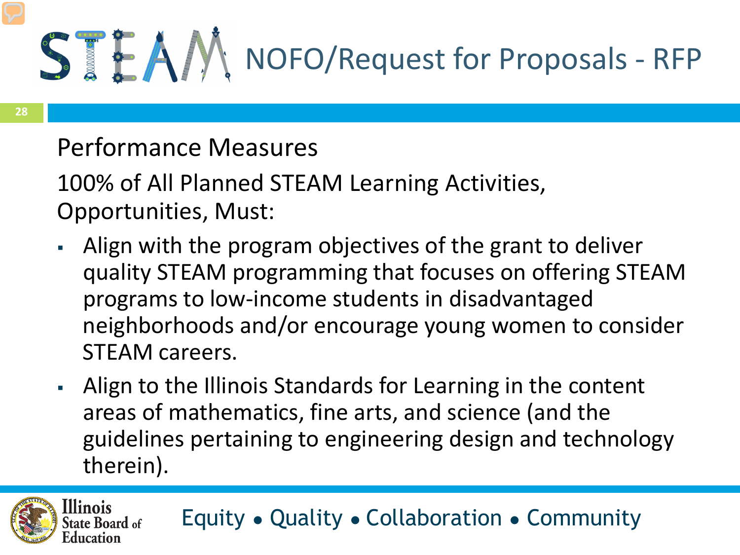# NOFO/Request for Proposals - RFP

## Performance Measures

100% of All Planned STEAM Learning Activities, Opportunities, Must:

- Align with the program objectives of the grant to deliver quality STEAM programming that focuses on offering STEAM programs to low-income students in disadvantaged neighborhoods and/or encourage young women to consider STEAM careers.
- Align to the Illinois Standards for Learning in the content areas of mathematics, fine arts, and science (and the guidelines pertaining to engineering design and technology therein).

Equity • Quality • Collaboration • Community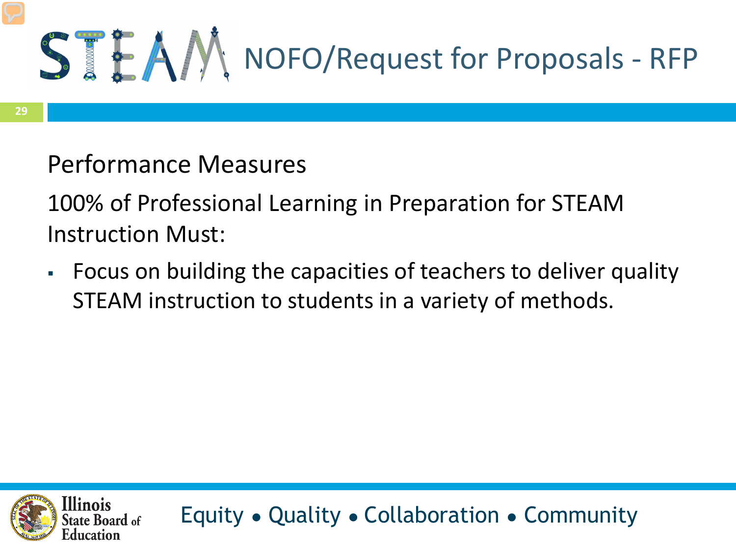# NOFO/Request for Proposals - RFP

## Performance Measures

100% of Professional Learning in Preparation for STEAM Instruction Must:

- Focus on building the capacities of teachers to deliver quality STEAM instruction to students in a variety of methods.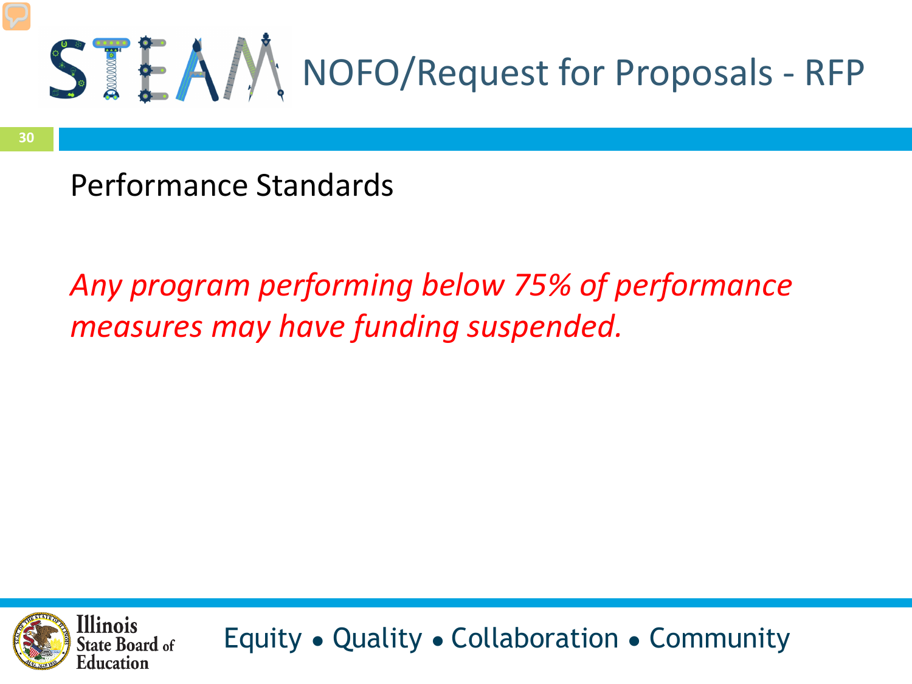# NOFO/Request for Proposals - RFP

## Performance Standards

*Any program performing below 75% of performance measures may have funding suspended.*

Equity • Quality • Collaboration • Community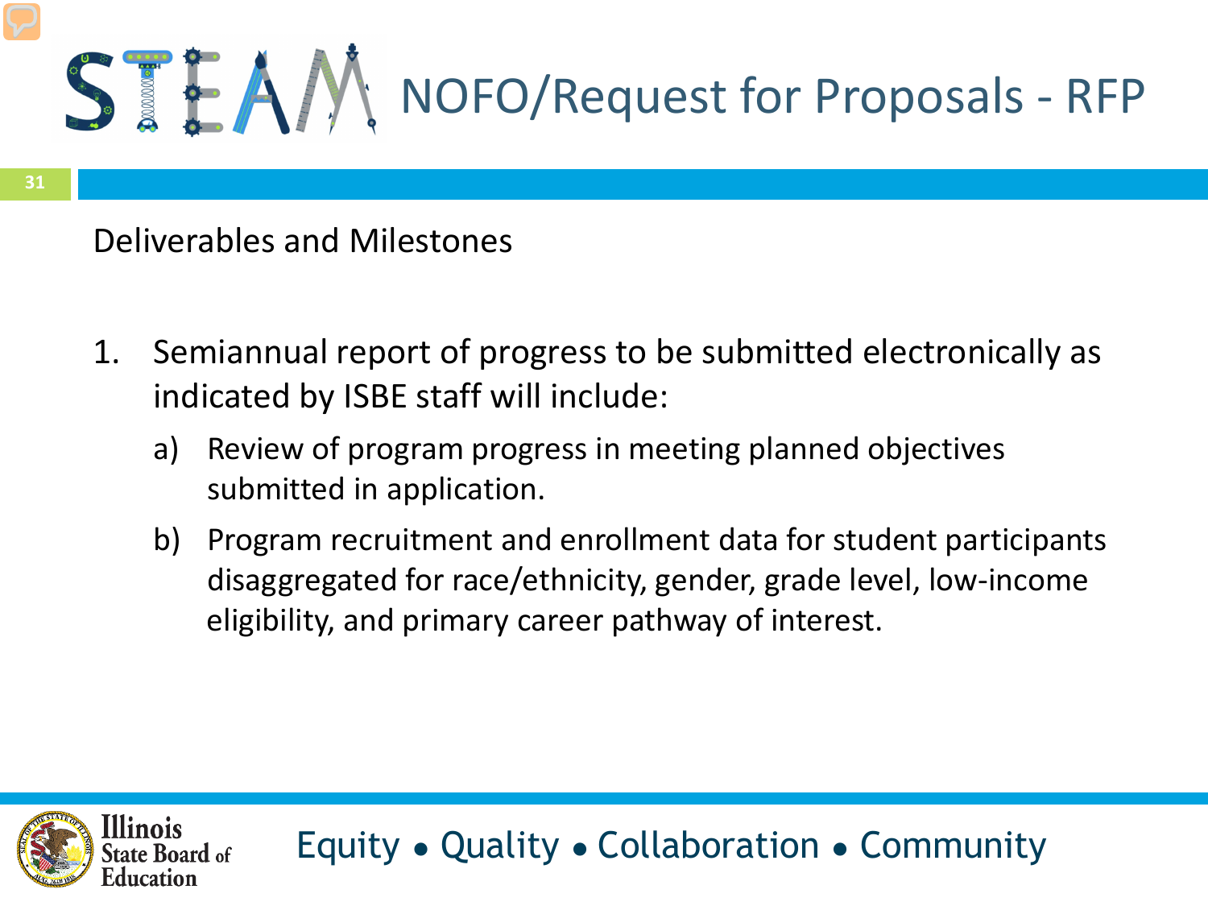# STEAM NOFO/Request for Proposals - RFP

## Deliverables and Milestones

1. Semiannual report of progress to be submitted electronically as indicated by ISBE staff will include:
   a) Review of program progress in meeting planned objectives submitted in application.
   b) Program recruitment and enrollment data for student participants disaggregated for race/ethnicity, gender, grade level, low-income eligibility, and primary career pathway of interest.

Equity • Quality • Collaboration • Community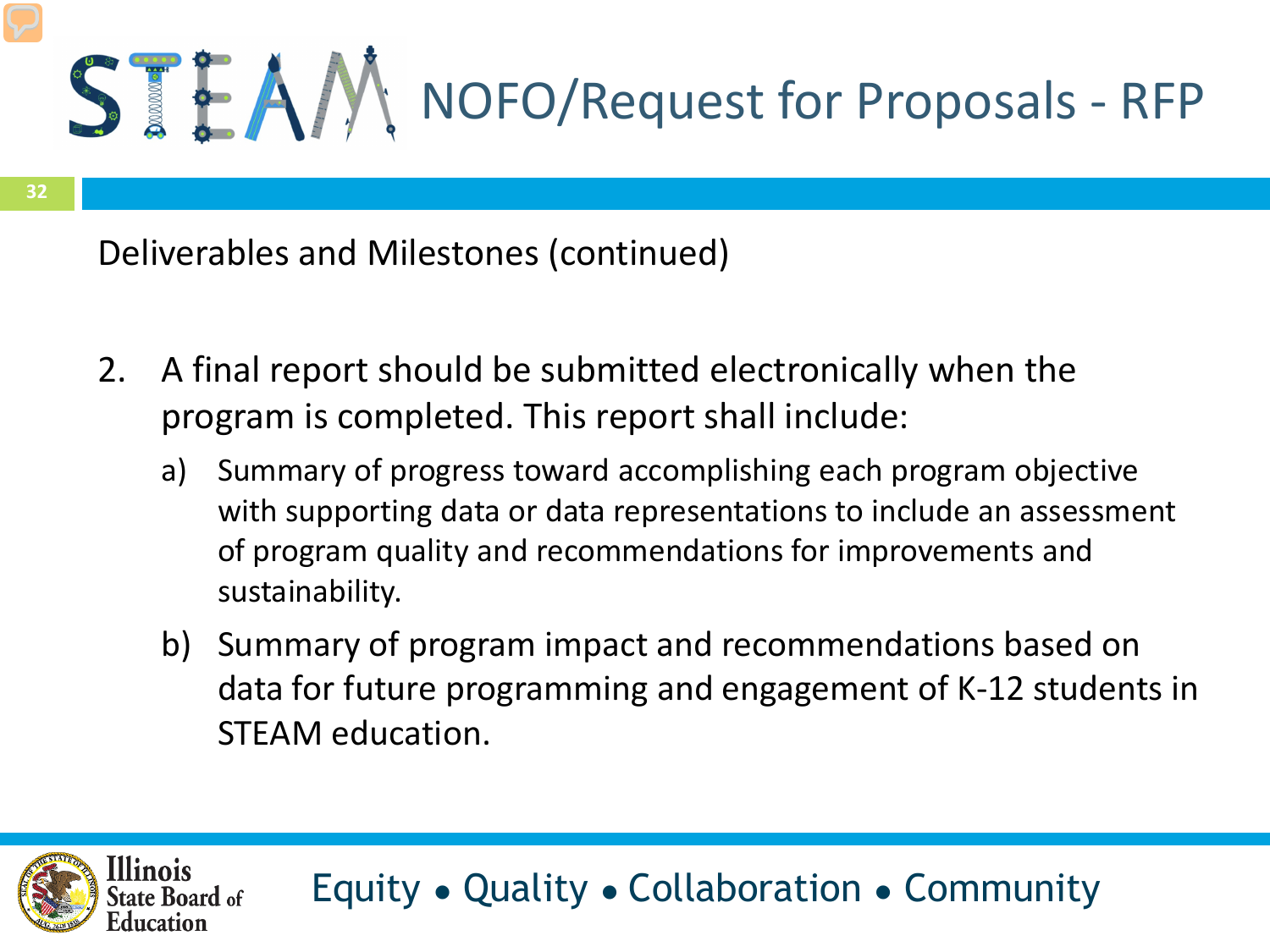# NOFO/Request for Proposals - RFP

Deliverables and Milestones (continued)

2. A final report should be submitted electronically when the program is completed. This report shall include:
   a) Summary of progress toward accomplishing each program objective with supporting data or data representations to include an assessment of program quality and recommendations for improvements and sustainability.
   b) Summary of program impact and recommendations based on data for future programming and engagement of K-12 students in STEAM education.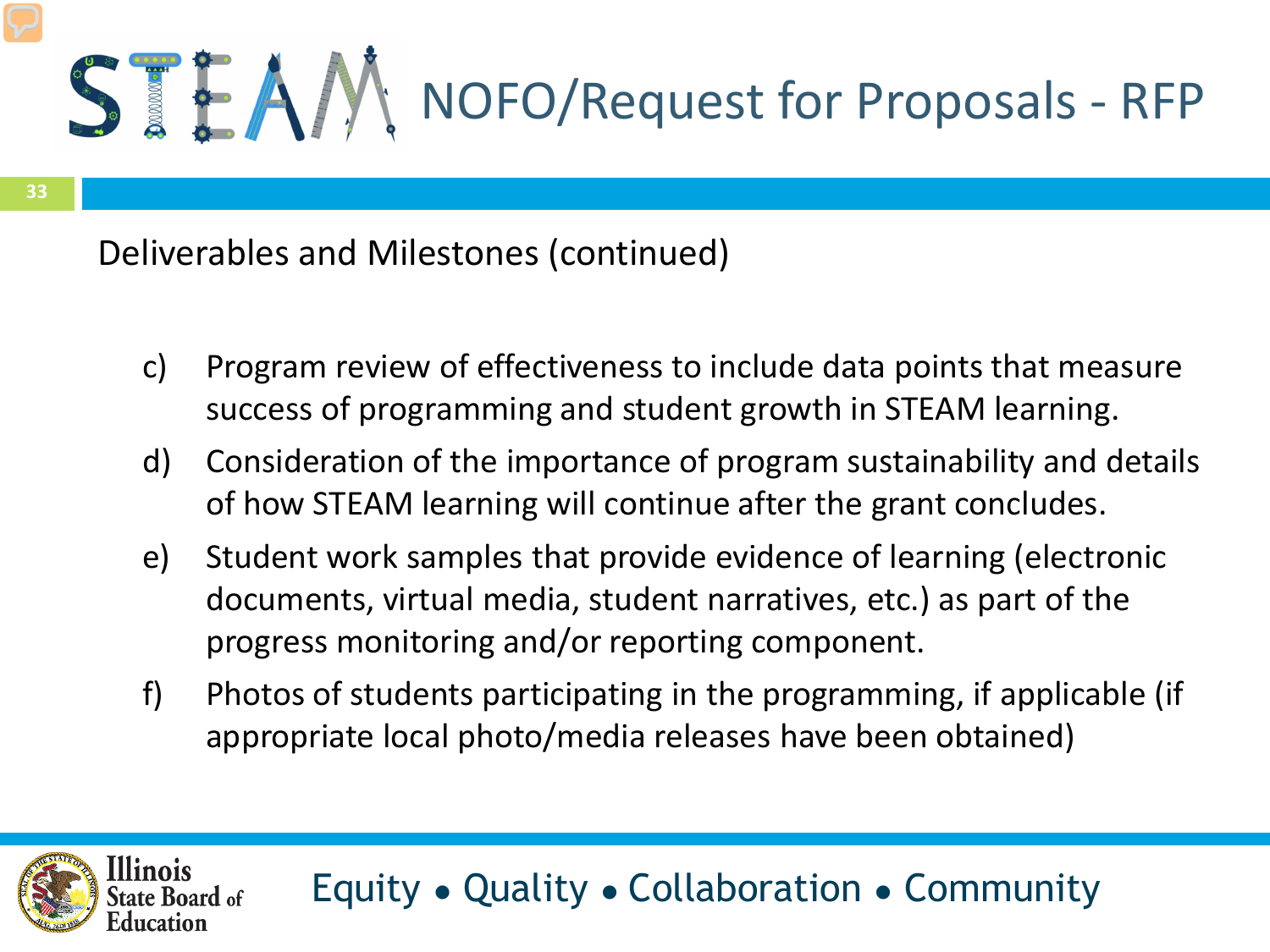# STEAM NOFO/Request for Proposals - RFP

Deliverables and Milestones (continued)

c) Program review of effectiveness to include data points that measure success of programming and student growth in STEAM learning.

d) Consideration of the importance of program sustainability and details of how STEAM learning will continue after the grant concludes.

e) Student work samples that provide evidence of learning (electronic documents, virtual media, student narratives, etc.) as part of the progress monitoring and/or reporting component.

f) Photos of students participating in the programming, if applicable (if appropriate local photo/media releases have been obtained)

Illinois State Board of Education

Equity • Quality • Collaboration • Community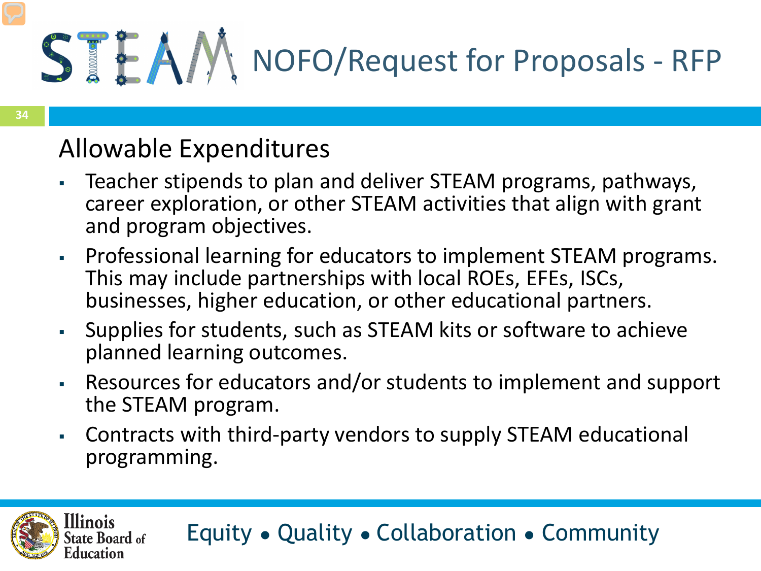# NOFO/Request for Proposals - RFP

## Allowable Expenditures

- Teacher stipends to plan and deliver STEAM programs, pathways, career exploration, or other STEAM activities that align with grant and program objectives.
- Professional learning for educators to implement STEAM programs. This may include partnerships with local ROEs, EFEs, ISCs, businesses, higher education, or other educational partners.
- Supplies for students, such as STEAM kits or software to achieve planned learning outcomes.
- Resources for educators and/or students to implement and support the STEAM program.
- Contracts with third-party vendors to supply STEAM educational programming.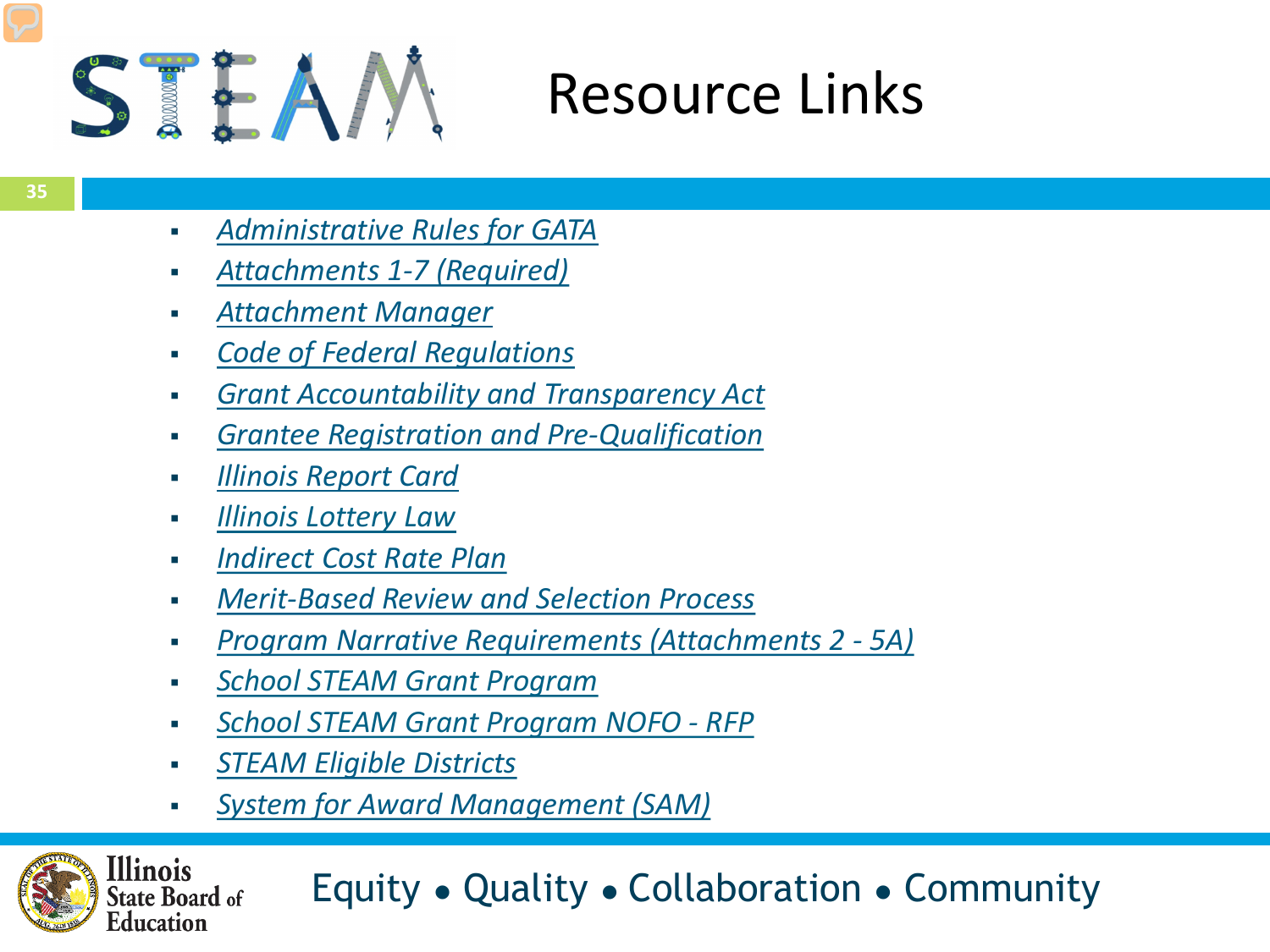# Resource Links

- *Administrative Rules for GATA*
- *Attachments 1-7 (Required)*
- *Attachment Manager*
- *Code of Federal Regulations*
- *Grant Accountability and Transparency Act*
- *Grantee Registration and Pre-Qualification*
- *Illinois Report Card*
- *Illinois Lottery Law*
- *Indirect Cost Rate Plan*
- *Merit-Based Review and Selection Process*
- *Program Narrative Requirements (Attachments 2 - 5A)*
- *School STEAM Grant Program*
- *School STEAM Grant Program NOFO - RFP*
- *STEAM Eligible Districts*
- *System for Award Management (SAM)*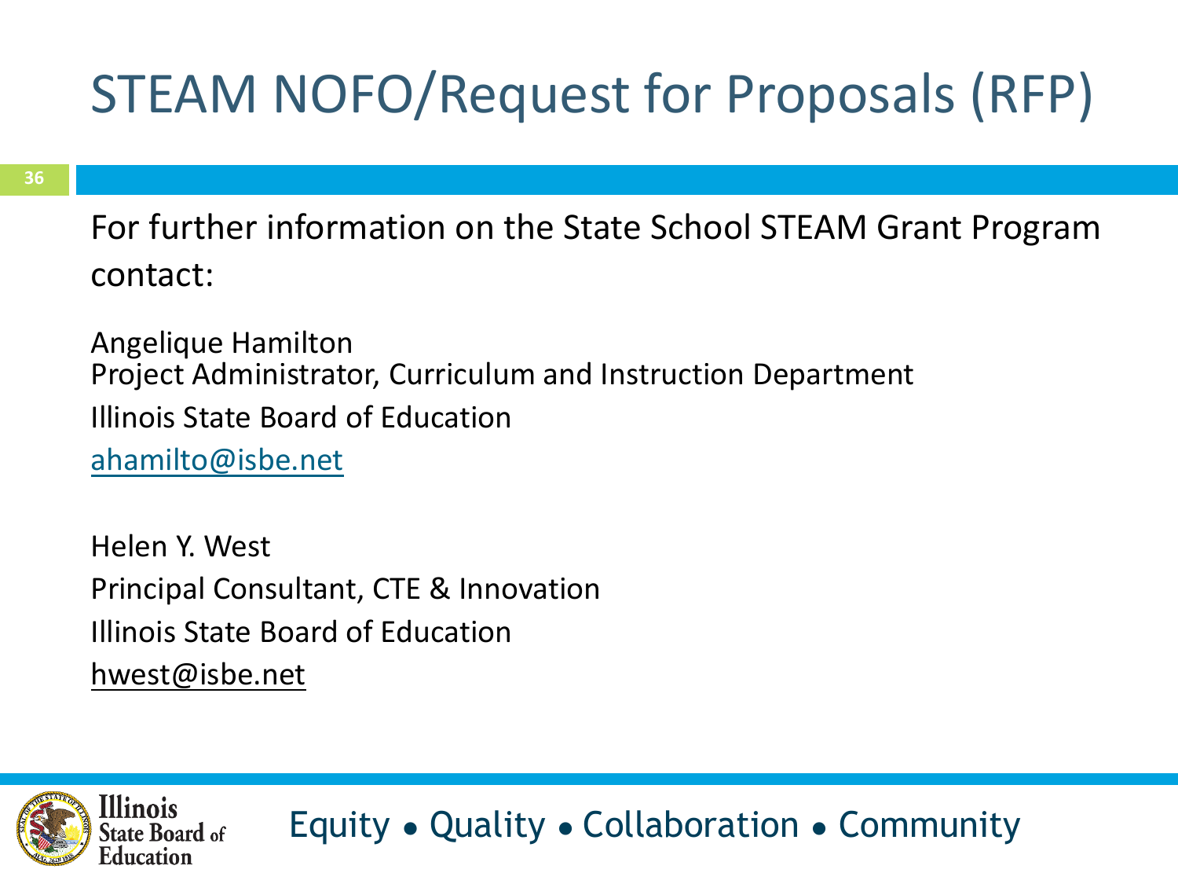# STEAM NOFO/Request for Proposals (RFP)

For further information on the State School STEAM Grant Program contact:

Angelique Hamilton
Project Administrator, Curriculum and Instruction Department
Illinois State Board of Education
ahamilto@isbe.net

Helen Y. West
Principal Consultant, CTE & Innovation
Illinois State Board of Education
hwest@isbe.net

Illinois State Board of Education

Equity • Quality • Collaboration • Community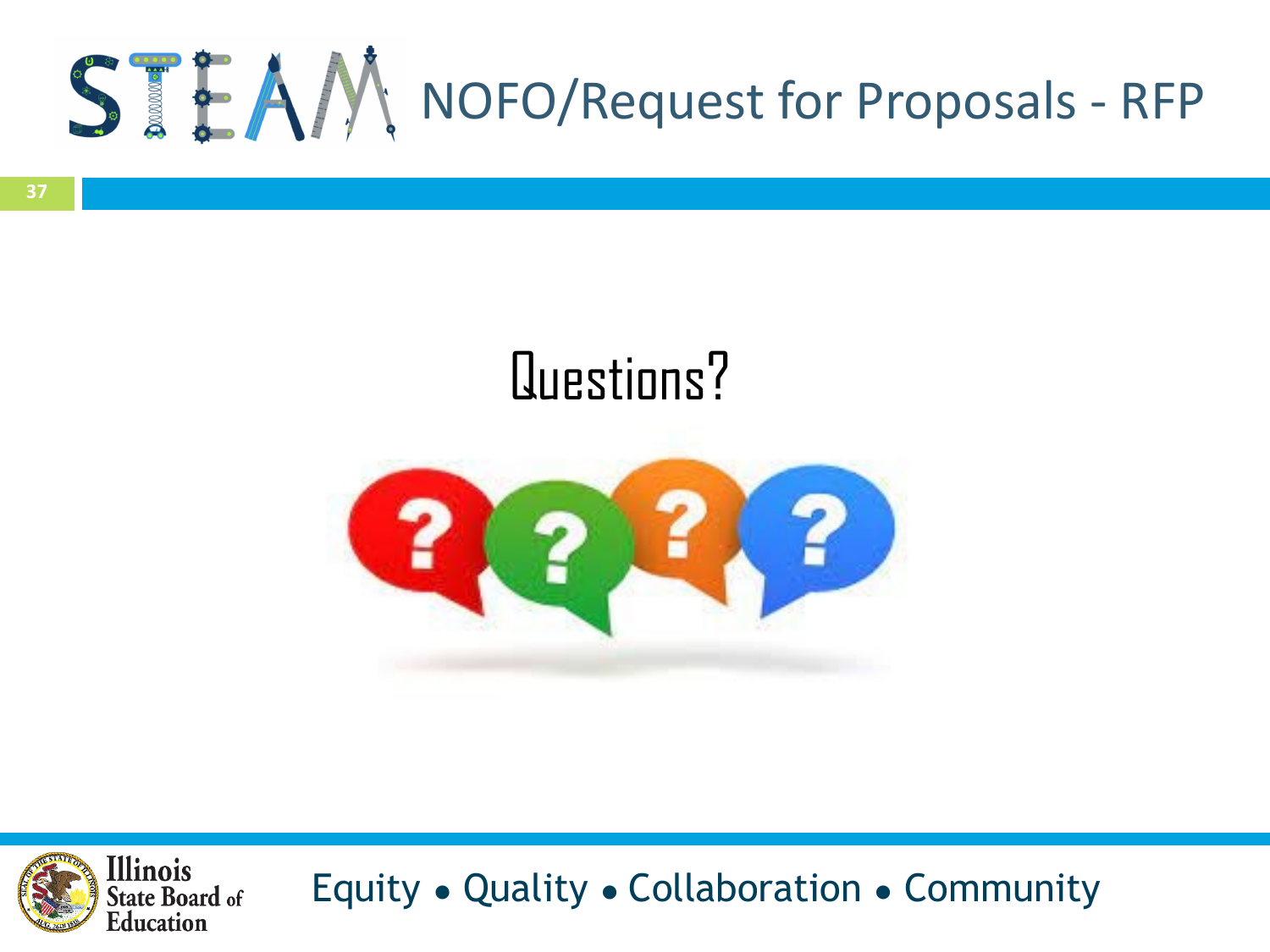# STEAM NOFO/Request for Proposals - RFP

## Questions?

Equity • Quality • Collaboration • Community